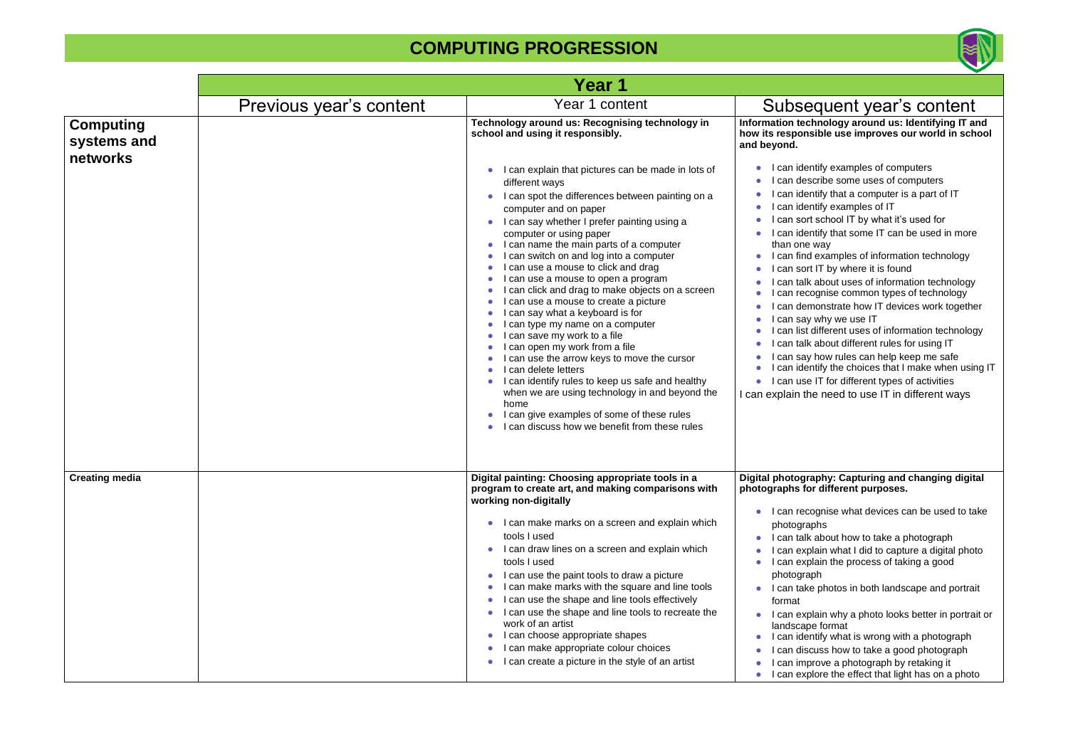# COMPUTING PROGRESSION

| | Year 1 | | |
|---|---|---|---|
| | Previous year's content | Year 1 content | Subsequent year's content |
| **Computing systems and networks** | | **Technology around us: Recognising technology in school and using it responsibly.**<br><br>• I can explain that pictures can be made in lots of different ways<br>• I can spot the differences between painting on a computer and on paper<br>• I can say whether I prefer painting using a computer or using paper<br>• I can name the main parts of a computer<br>• I can switch on and log into a computer<br>• I can use a mouse to click and drag<br>• I can use a mouse to open a program<br>• I can click and drag to make objects on a screen<br>• I can use a mouse to create a picture<br>• I can say what a keyboard is for<br>• I can type my name on a computer<br>• I can save my work to a file<br>• I can open my work from a file<br>• I can use the arrow keys to move the cursor<br>• I can delete letters<br>• I can identify rules to keep us safe and healthy when we are using technology in and beyond the home<br>• I can give examples of some of these rules<br>• I can discuss how we benefit from these rules | **Information technology around us: Identifying IT and how its responsible use improves our world in school and beyond.**<br><br>• I can identify examples of computers<br>• I can describe some uses of computers<br>• I can identify that a computer is a part of IT<br>• I can identify examples of IT<br>• I can sort school IT by what it's used for<br>• I can identify that some IT can be used in more than one way<br>• I can find examples of information technology<br>• I can sort IT by where it is found<br>• I can talk about uses of information technology<br>• I can recognise common types of technology<br>• I can demonstrate how IT devices work together<br>• I can say why we use IT<br>• I can list different uses of information technology<br>• I can talk about different rules for using IT<br>• I can say how rules can help keep me safe<br>• I can identify the choices that I make when using IT<br>• I can use IT for different types of activities<br>I can explain the need to use IT in different ways |
| **Creating media** | | **Digital painting: Choosing appropriate tools in a program to create art, and making comparisons with working non-digitally**<br><br>• I can make marks on a screen and explain which tools I used<br>• I can draw lines on a screen and explain which tools I used<br>• I can use the paint tools to draw a picture<br>• I can make marks with the square and line tools<br>• I can use the shape and line tools effectively<br>• I can use the shape and line tools to recreate the work of an artist<br>• I can choose appropriate shapes<br>• I can make appropriate colour choices<br>• I can create a picture in the style of an artist | **Digital photography: Capturing and changing digital photographs for different purposes.**<br><br>• I can recognise what devices can be used to take photographs<br>• I can talk about how to take a photograph<br>• I can explain what I did to capture a digital photo<br>• I can explain the process of taking a good photograph<br>• I can take photos in both landscape and portrait format<br>• I can explain why a photo looks better in portrait or landscape format<br>• I can identify what is wrong with a photograph<br>• I can discuss how to take a good photograph<br>• I can improve a photograph by retaking it<br>• I can explore the effect that light has on a photo |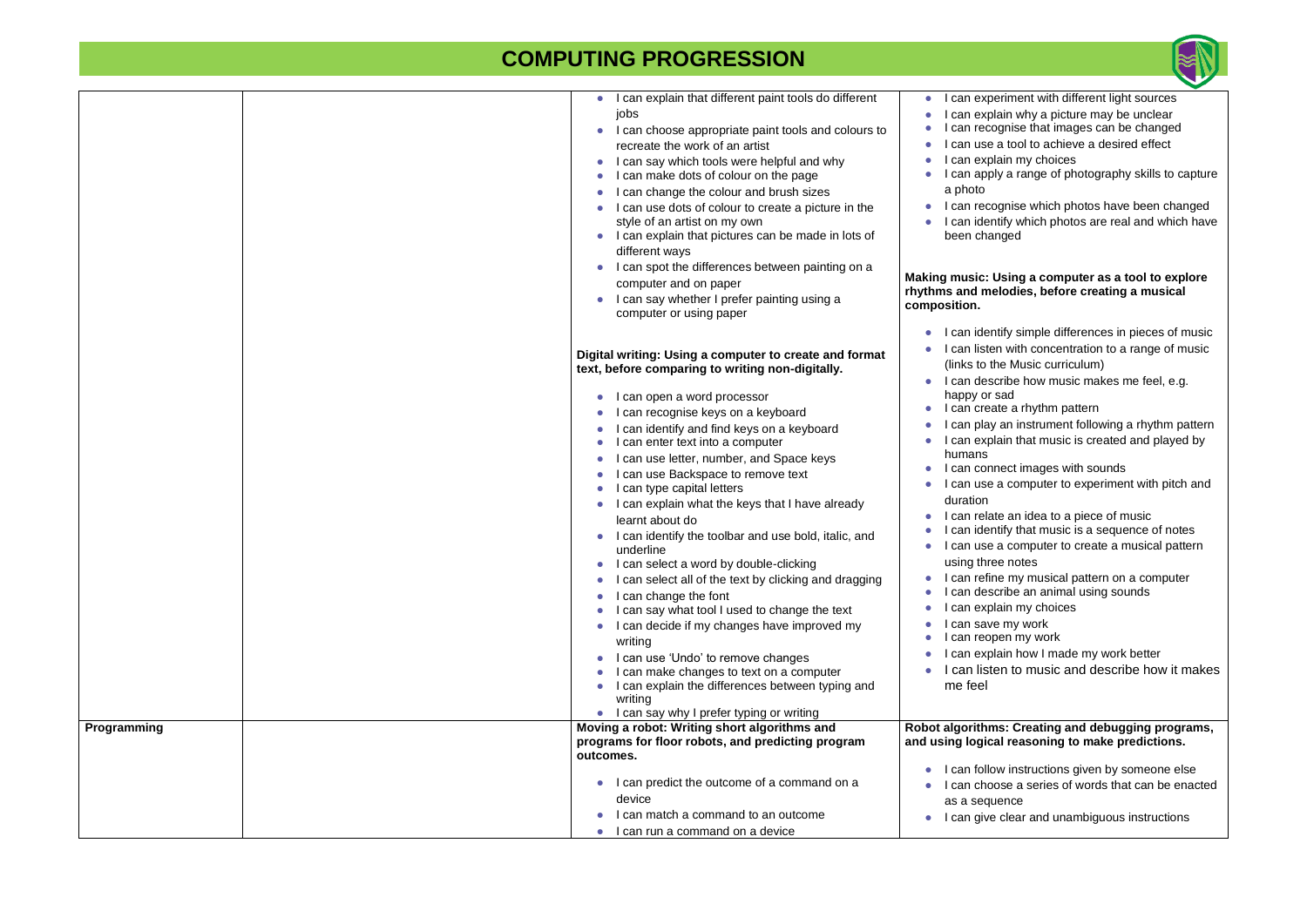# COMPUTING PROGRESSION

| | | | |
|---|---|---|---|
| | | • I can explain that different paint tools do different jobs<br>• I can choose appropriate paint tools and colours to recreate the work of an artist<br>• I can say which tools were helpful and why<br>• I can make dots of colour on the page<br>• I can change the colour and brush sizes<br>• I can use dots of colour to create a picture in the style of an artist on my own<br>• I can explain that pictures can be made in lots of different ways<br>• I can spot the differences between painting on a computer and on paper<br>• I can say whether I prefer painting using a computer or using paper<br><br>**Digital writing: Using a computer to create and format text, before comparing to writing non-digitally.**<br><br>• I can open a word processor<br>• I can recognise keys on a keyboard<br>• I can identify and find keys on a keyboard<br>• I can enter text into a computer<br>• I can use letter, number, and Space keys<br>• I can use Backspace to remove text<br>• I can type capital letters<br>• I can explain what the keys that I have already learnt about do<br>• I can identify the toolbar and use bold, italic, and underline<br>• I can select a word by double-clicking<br>• I can select all of the text by clicking and dragging<br>• I can change the font<br>• I can say what tool I used to change the text<br>• I can decide if my changes have improved my writing<br>• I can use 'Undo' to remove changes<br>• I can make changes to text on a computer<br>• I can explain the differences between typing and writing<br>• I can say why I prefer typing or writing | • I can experiment with different light sources<br>• I can explain why a picture may be unclear<br>• I can recognise that images can be changed<br>• I can use a tool to achieve a desired effect<br>• I can explain my choices<br>• I can apply a range of photography skills to capture a photo<br>• I can recognise which photos have been changed<br>• I can identify which photos are real and which have been changed<br><br>**Making music: Using a computer as a tool to explore rhythms and melodies, before creating a musical composition.**<br><br>• I can identify simple differences in pieces of music<br>• I can listen with concentration to a range of music (links to the Music curriculum)<br>• I can describe how music makes me feel, e.g. happy or sad<br>• I can create a rhythm pattern<br>• I can play an instrument following a rhythm pattern<br>• I can explain that music is created and played by humans<br>• I can connect images with sounds<br>• I can use a computer to experiment with pitch and duration<br>• I can relate an idea to a piece of music<br>• I can identify that music is a sequence of notes<br>• I can use a computer to create a musical pattern using three notes<br>• I can refine my musical pattern on a computer<br>• I can describe an animal using sounds<br>• I can explain my choices<br>• I can save my work<br>• I can reopen my work<br>• I can explain how I made my work better<br>• I can listen to music and describe how it makes me feel |
| **Programming** | | **Moving a robot: Writing short algorithms and programs for floor robots, and predicting program outcomes.**<br><br>• I can predict the outcome of a command on a device<br>• I can match a command to an outcome<br>• I can run a command on a device | **Robot algorithms: Creating and debugging programs, and using logical reasoning to make predictions.**<br><br>• I can follow instructions given by someone else<br>• I can choose a series of words that can be enacted as a sequence<br>• I can give clear and unambiguous instructions |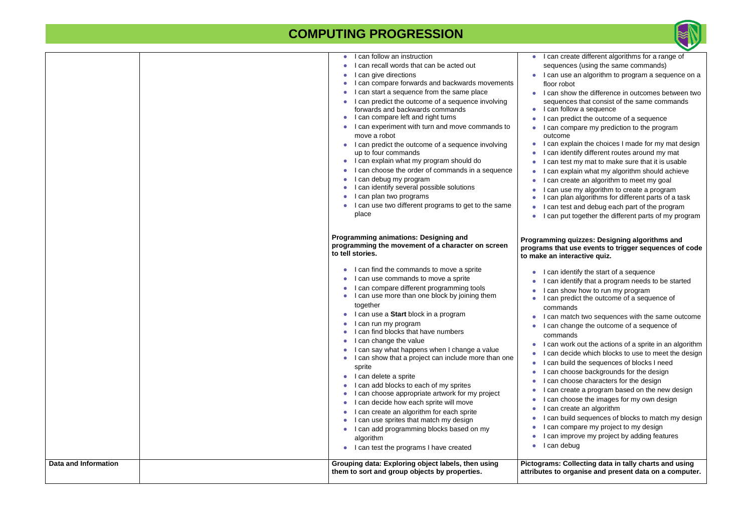# COMPUTING PROGRESSION

| | | | |
|---|---|---|---|
| | | • I can follow an instruction<br>• I can recall words that can be acted out<br>• I can give directions<br>• I can compare forwards and backwards movements<br>• I can start a sequence from the same place<br>• I can predict the outcome of a sequence involving forwards and backwards commands<br>• I can compare left and right turns<br>• I can experiment with turn and move commands to move a robot<br>• I can predict the outcome of a sequence involving up to four commands<br>• I can explain what my program should do<br>• I can choose the order of commands in a sequence<br>• I can debug my program<br>• I can identify several possible solutions<br>• I can plan two programs<br>• I can use two different programs to get to the same place | • I can create different algorithms for a range of sequences (using the same commands)<br>• I can use an algorithm to program a sequence on a floor robot<br>• I can show the difference in outcomes between two sequences that consist of the same commands<br>• I can follow a sequence<br>• I can predict the outcome of a sequence<br>• I can compare my prediction to the program outcome<br>• I can explain the choices I made for my mat design<br>• I can identify different routes around my mat<br>• I can test my mat to make sure that it is usable<br>• I can explain what my algorithm should achieve<br>• I can create an algorithm to meet my goal<br>• I can use my algorithm to create a program<br>• I can plan algorithms for different parts of a task<br>• I can test and debug each part of the program<br>• I can put together the different parts of my program |
| | | **Programming animations: Designing and programming the movement of a character on screen to tell stories.**<br><br>• I can find the commands to move a sprite<br>• I can use commands to move a sprite<br>• I can compare different programming tools<br>• I can use more than one block by joining them together<br>• I can use a **Start** block in a program<br>• I can run my program<br>• I can find blocks that have numbers<br>• I can change the value<br>• I can say what happens when I change a value<br>• I can show that a project can include more than one sprite<br>• I can delete a sprite<br>• I can add blocks to each of my sprites<br>• I can choose appropriate artwork for my project<br>• I can decide how each sprite will move<br>• I can create an algorithm for each sprite<br>• I can use sprites that match my design<br>• I can add programming blocks based on my algorithm<br>• I can test the programs I have created | **Programming quizzes: Designing algorithms and programs that use events to trigger sequences of code to make an interactive quiz.**<br><br>• I can identify the start of a sequence<br>• I can identify that a program needs to be started<br>• I can show how to run my program<br>• I can predict the outcome of a sequence of commands<br>• I can match two sequences with the same outcome<br>• I can change the outcome of a sequence of commands<br>• I can work out the actions of a sprite in an algorithm<br>• I can decide which blocks to use to meet the design<br>• I can build the sequences of blocks I need<br>• I can choose backgrounds for the design<br>• I can choose characters for the design<br>• I can create a program based on the new design<br>• I can choose the images for my own design<br>• I can create an algorithm<br>• I can build sequences of blocks to match my design<br>• I can compare my project to my design<br>• I can improve my project by adding features<br>• I can debug |
| **Data and Information** | | **Grouping data: Exploring object labels, then using them to sort and group objects by properties.** | **Pictograms: Collecting data in tally charts and using attributes to organise and present data on a computer.** |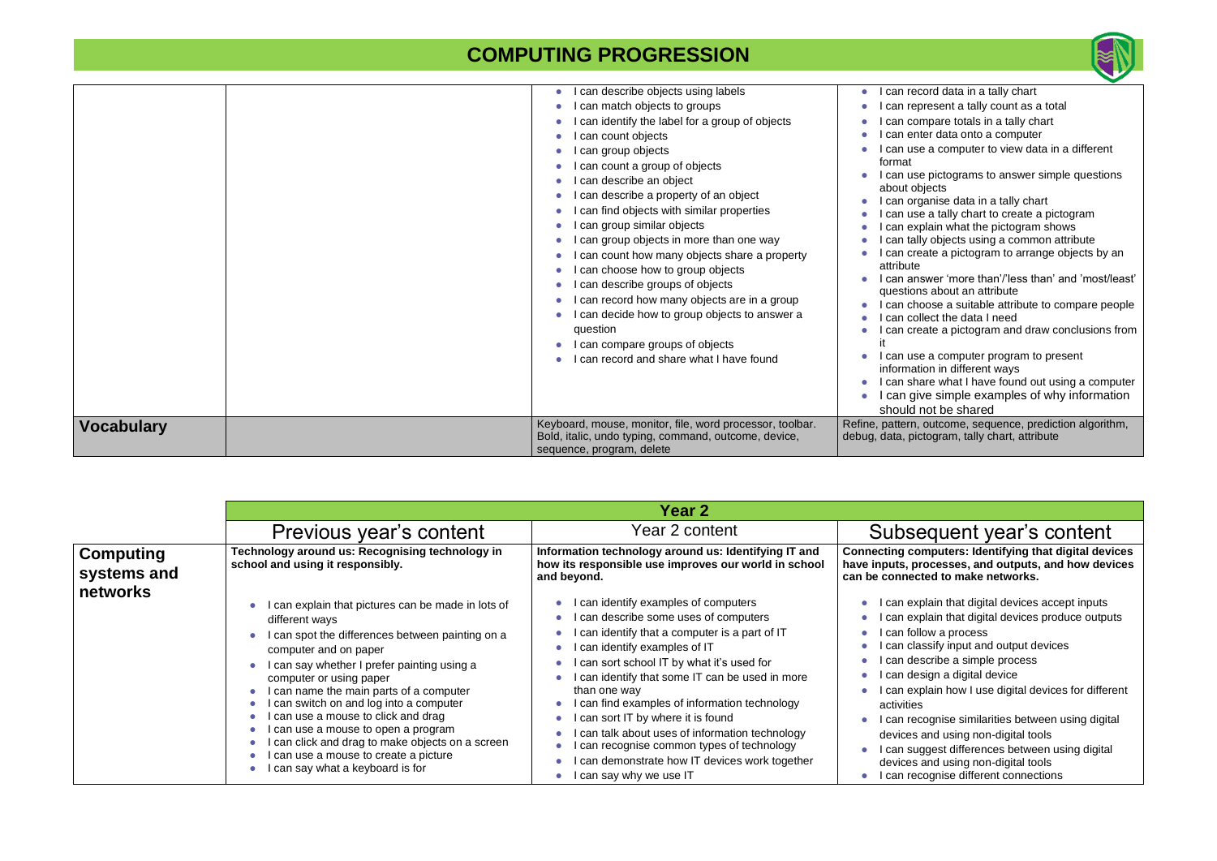# COMPUTING PROGRESSION

| | | | |
|---|---|---|---|
| | | • I can describe objects using labels<br>• I can match objects to groups<br>• I can identify the label for a group of objects<br>• I can count objects<br>• I can group objects<br>• I can count a group of objects<br>• I can describe an object<br>• I can describe a property of an object<br>• I can find objects with similar properties<br>• I can group similar objects<br>• I can group objects in more than one way<br>• I can count how many objects share a property<br>• I can choose how to group objects<br>• I can describe groups of objects<br>• I can record how many objects are in a group<br>• I can decide how to group objects to answer a question<br>• I can compare groups of objects<br>• I can record and share what I have found | • I can record data in a tally chart<br>• I can represent a tally count as a total<br>• I can compare totals in a tally chart<br>• I can enter data onto a computer<br>• I can use a computer to view data in a different format<br>• I can use pictograms to answer simple questions about objects<br>• I can organise data in a tally chart<br>• I can use a tally chart to create a pictogram<br>• I can explain what the pictogram shows<br>• I can tally objects using a common attribute<br>• I can create a pictogram to arrange objects by an attribute<br>• I can answer 'more than'/'less than' and 'most/least' questions about an attribute<br>• I can choose a suitable attribute to compare people<br>• I can collect the data I need<br>• I can create a pictogram and draw conclusions from it<br>• I can use a computer program to present information in different ways<br>• I can share what I have found out using a computer<br>• I can give simple examples of why information should not be shared |
| **Vocabulary** | | Keyboard, mouse, monitor, file, word processor, toolbar. Bold, italic, undo typing, command, outcome, device, sequence, program, delete | Refine, pattern, outcome, sequence, prediction algorithm, debug, data, pictogram, tally chart, attribute |

| | **Year 2** | | |
|---|---|---|---|
| | Previous year's content | Year 2 content | Subsequent year's content |
| **Computing systems and networks** | **Technology around us: Recognising technology in school and using it responsibly.**<br><br>• I can explain that pictures can be made in lots of different ways<br>• I can spot the differences between painting on a computer and on paper<br>• I can say whether I prefer painting using a computer or using paper<br>• I can name the main parts of a computer<br>• I can switch on and log into a computer<br>• I can use a mouse to click and drag<br>• I can use a mouse to open a program<br>• I can click and drag to make objects on a screen<br>• I can use a mouse to create a picture<br>• I can say what a keyboard is for | **Information technology around us: Identifying IT and how its responsible use improves our world in school and beyond.**<br><br>• I can identify examples of computers<br>• I can describe some uses of computers<br>• I can identify that a computer is a part of IT<br>• I can identify examples of IT<br>• I can sort school IT by what it's used for<br>• I can identify that some IT can be used in more than one way<br>• I can find examples of information technology<br>• I can sort IT by where it is found<br>• I can talk about uses of information technology<br>• I can recognise common types of technology<br>• I can demonstrate how IT devices work together<br>• I can say why we use IT | **Connecting computers: Identifying that digital devices have inputs, processes, and outputs, and how devices can be connected to make networks.**<br><br>• I can explain that digital devices accept inputs<br>• I can explain that digital devices produce outputs<br>• I can follow a process<br>• I can classify input and output devices<br>• I can describe a simple process<br>• I can design a digital device<br>• I can explain how I use digital devices for different activities<br>• I can recognise similarities between using digital devices and using non-digital tools<br>• I can suggest differences between using digital devices and using non-digital tools<br>• I can recognise different connections |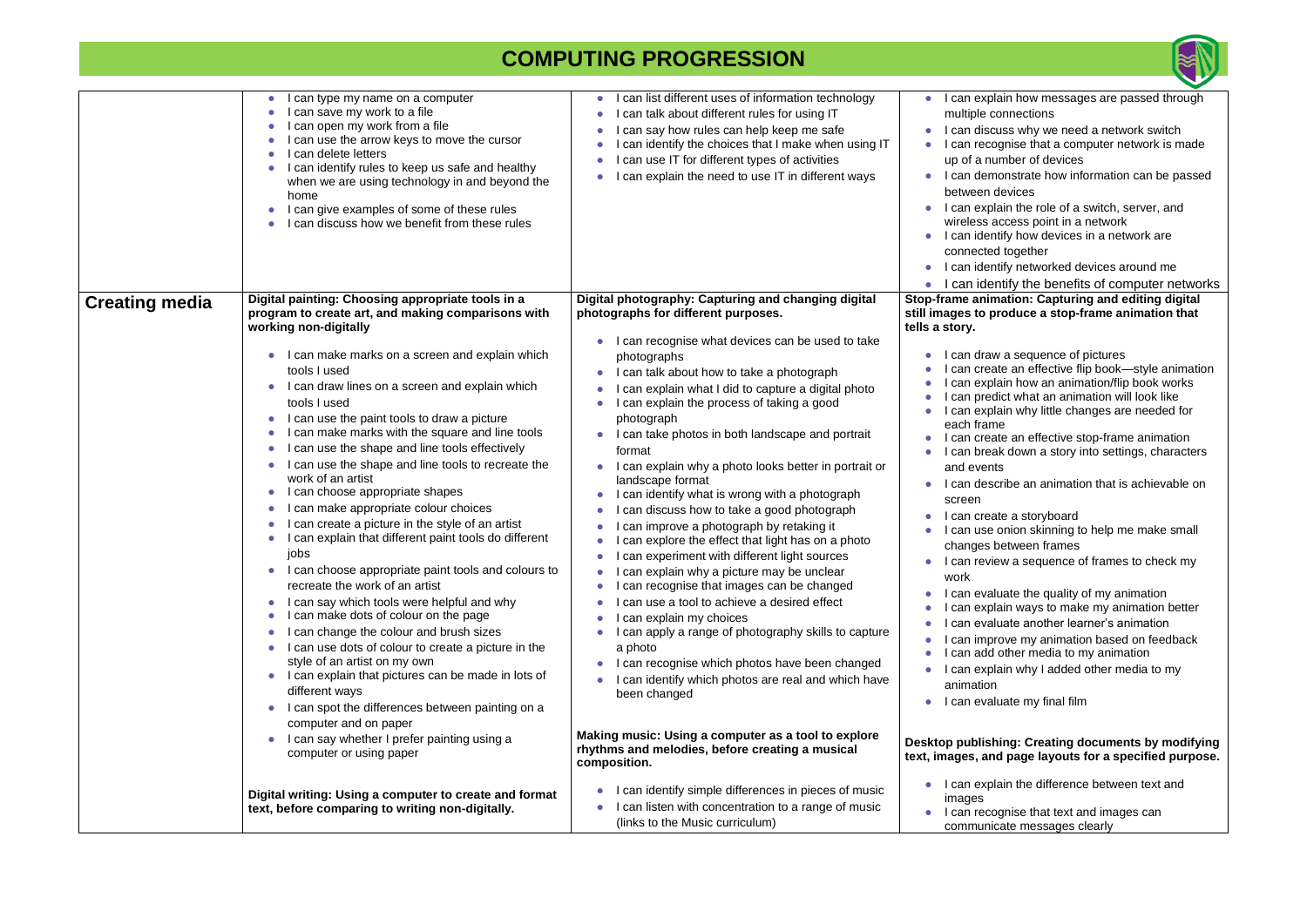# COMPUTING PROGRESSION

| | | | |
|---|---|---|---|
| | • I can type my name on a computer<br>• I can save my work to a file<br>• I can open my work from a file<br>• I can use the arrow keys to move the cursor<br>• I can delete letters<br>• I can identify rules to keep us safe and healthy when we are using technology in and beyond the home<br>• I can give examples of some of these rules<br>• I can discuss how we benefit from these rules | • I can list different uses of information technology<br>• I can talk about different rules for using IT<br>• I can say how rules can help keep me safe<br>• I can identify the choices that I make when using IT<br>• I can use IT for different types of activities<br>• I can explain the need to use IT in different ways | • I can explain how messages are passed through multiple connections<br>• I can discuss why we need a network switch<br>• I can recognise that a computer network is made up of a number of devices<br>• I can demonstrate how information can be passed between devices<br>• I can explain the role of a switch, server, and wireless access point in a network<br>• I can identify how devices in a network are connected together<br>• I can identify networked devices around me<br>• I can identify the benefits of computer networks |
| **Creating media** | **Digital painting: Choosing appropriate tools in a program to create art, and making comparisons with working non-digitally**<br><br>• I can make marks on a screen and explain which tools I used<br>• I can draw lines on a screen and explain which tools I used<br>• I can use the paint tools to draw a picture<br>• I can make marks with the square and line tools<br>• I can use the shape and line tools effectively<br>• I can use the shape and line tools to recreate the work of an artist<br>• I can choose appropriate shapes<br>• I can make appropriate colour choices<br>• I can create a picture in the style of an artist<br>• I can explain that different paint tools do different jobs<br>• I can choose appropriate paint tools and colours to recreate the work of an artist<br>• I can say which tools were helpful and why<br>• I can make dots of colour on the page<br>• I can change the colour and brush sizes<br>• I can use dots of colour to create a picture in the style of an artist on my own<br>• I can explain that pictures can be made in lots of different ways<br>• I can spot the differences between painting on a computer and on paper<br>• I can say whether I prefer painting using a computer or using paper<br><br>**Digital writing: Using a computer to create and format text, before comparing to writing non-digitally.** | **Digital photography: Capturing and changing digital photographs for different purposes.**<br><br>• I can recognise what devices can be used to take photographs<br>• I can talk about how to take a photograph<br>• I can explain what I did to capture a digital photo<br>• I can explain the process of taking a good photograph<br>• I can take photos in both landscape and portrait format<br>• I can explain why a photo looks better in portrait or landscape format<br>• I can identify what is wrong with a photograph<br>• I can discuss how to take a good photograph<br>• I can improve a photograph by retaking it<br>• I can explore the effect that light has on a photo<br>• I can experiment with different light sources<br>• I can explain why a picture may be unclear<br>• I can recognise that images can be changed<br>• I can use a tool to achieve a desired effect<br>• I can explain my choices<br>• I can apply a range of photography skills to capture a photo<br>• I can recognise which photos have been changed<br>• I can identify which photos are real and which have been changed<br><br>**Making music: Using a computer as a tool to explore rhythms and melodies, before creating a musical composition.**<br><br>• I can identify simple differences in pieces of music<br>• I can listen with concentration to a range of music (links to the Music curriculum) | **Stop-frame animation: Capturing and editing digital still images to produce a stop-frame animation that tells a story.**<br><br>• I can draw a sequence of pictures<br>• I can create an effective flip book—style animation<br>• I can explain how an animation/flip book works<br>• I can predict what an animation will look like<br>• I can explain why little changes are needed for each frame<br>• I can create an effective stop-frame animation<br>• I can break down a story into settings, characters and events<br>• I can describe an animation that is achievable on screen<br>• I can create a storyboard<br>• I can use onion skinning to help me make small changes between frames<br>• I can review a sequence of frames to check my work<br>• I can evaluate the quality of my animation<br>• I can explain ways to make my animation better<br>• I can evaluate another learner's animation<br>• I can improve my animation based on feedback<br>• I can add other media to my animation<br>• I can explain why I added other media to my animation<br>• I can evaluate my final film<br><br>**Desktop publishing: Creating documents by modifying text, images, and page layouts for a specified purpose.**<br><br>• I can explain the difference between text and images<br>• I can recognise that text and images can communicate messages clearly |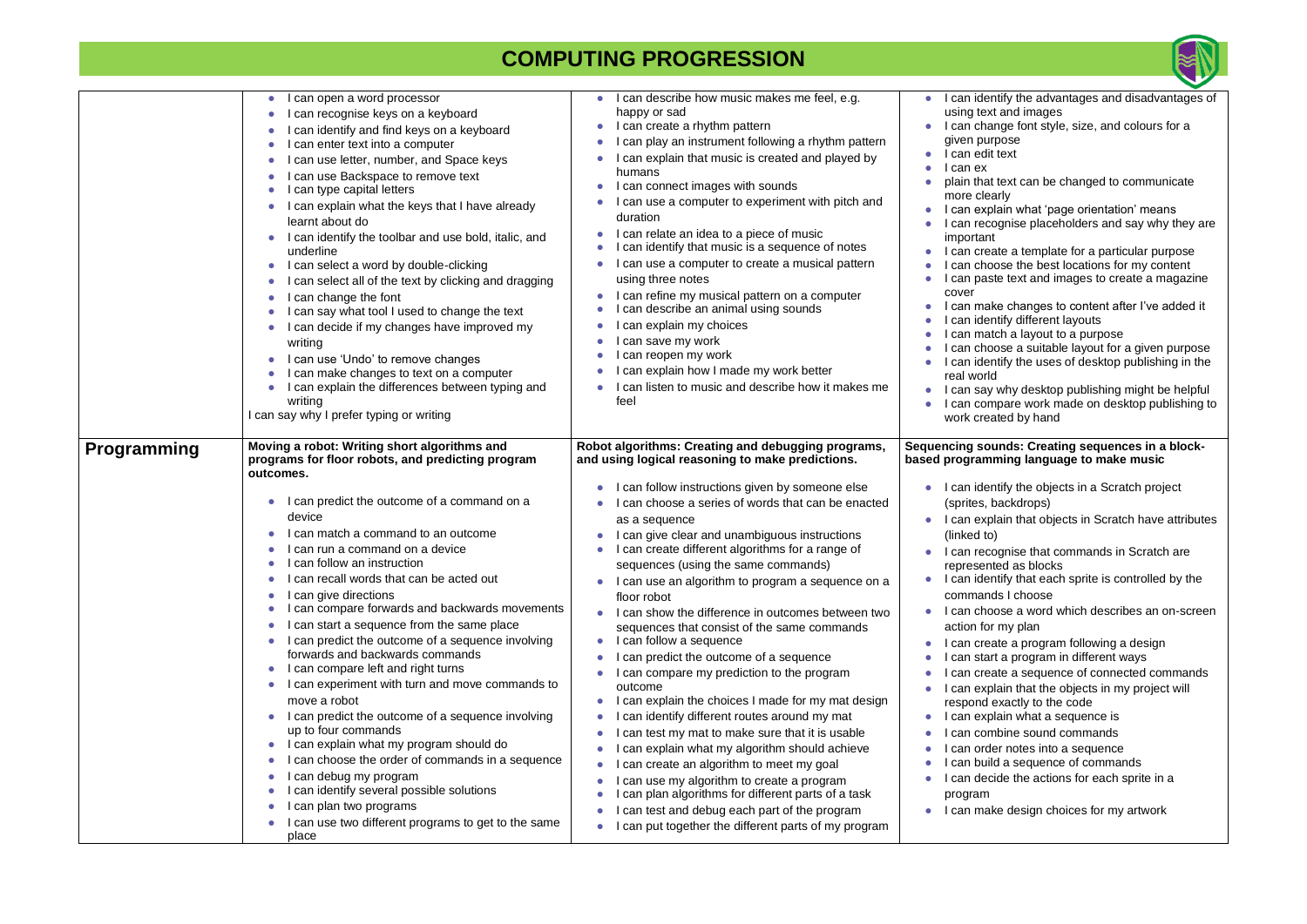# COMPUTING PROGRESSION

| | | | |
|---|---|---|---|
| | • I can open a word processor<br>• I can recognise keys on a keyboard<br>• I can identify and find keys on a keyboard<br>• I can enter text into a computer<br>• I can use letter, number, and Space keys<br>• I can use Backspace to remove text<br>• I can type capital letters<br>• I can explain what the keys that I have already learnt about do<br>• I can identify the toolbar and use bold, italic, and underline<br>• I can select a word by double-clicking<br>• I can select all of the text by clicking and dragging<br>• I can change the font<br>• I can say what tool I used to change the text<br>• I can decide if my changes have improved my writing<br>• I can use 'Undo' to remove changes<br>• I can make changes to text on a computer<br>• I can explain the differences between typing and writing<br>I can say why I prefer typing or writing | • I can describe how music makes me feel, e.g. happy or sad<br>• I can create a rhythm pattern<br>• I can play an instrument following a rhythm pattern<br>• I can explain that music is created and played by humans<br>• I can connect images with sounds<br>• I can use a computer to experiment with pitch and duration<br>• I can relate an idea to a piece of music<br>• I can identify that music is a sequence of notes<br>• I can use a computer to create a musical pattern using three notes<br>• I can refine my musical pattern on a computer<br>• I can describe an animal using sounds<br>• I can explain my choices<br>• I can save my work<br>• I can reopen my work<br>• I can explain how I made my work better<br>• I can listen to music and describe how it makes me feel | • I can identify the advantages and disadvantages of using text and images<br>• I can change font style, size, and colours for a given purpose<br>• I can edit text<br>• I can ex<br>• plain that text can be changed to communicate more clearly<br>• I can explain what 'page orientation' means<br>• I can recognise placeholders and say why they are important<br>• I can create a template for a particular purpose<br>• I can choose the best locations for my content<br>• I can paste text and images to create a magazine cover<br>• I can make changes to content after I've added it<br>• I can identify different layouts<br>• I can match a layout to a purpose<br>• I can choose a suitable layout for a given purpose<br>• I can identify the uses of desktop publishing in the real world<br>• I can say why desktop publishing might be helpful<br>• I can compare work made on desktop publishing to work created by hand |
| **Programming** | **Moving a robot: Writing short algorithms and programs for floor robots, and predicting program outcomes.**<br>• I can predict the outcome of a command on a device<br>• I can match a command to an outcome<br>• I can run a command on a device<br>• I can follow an instruction<br>• I can recall words that can be acted out<br>• I can give directions<br>• I can compare forwards and backwards movements<br>• I can start a sequence from the same place<br>• I can predict the outcome of a sequence involving forwards and backwards commands<br>• I can compare left and right turns<br>• I can experiment with turn and move commands to move a robot<br>• I can predict the outcome of a sequence involving up to four commands<br>• I can explain what my program should do<br>• I can choose the order of commands in a sequence<br>• I can debug my program<br>• I can identify several possible solutions<br>• I can plan two programs<br>• I can use two different programs to get to the same place | **Robot algorithms: Creating and debugging programs, and using logical reasoning to make predictions.**<br>• I can follow instructions given by someone else<br>• I can choose a series of words that can be enacted as a sequence<br>• I can give clear and unambiguous instructions<br>• I can create different algorithms for a range of sequences (using the same commands)<br>• I can use an algorithm to program a sequence on a floor robot<br>• I can show the difference in outcomes between two sequences that consist of the same commands<br>• I can follow a sequence<br>• I can predict the outcome of a sequence<br>• I can compare my prediction to the program outcome<br>• I can explain the choices I made for my mat design<br>• I can identify different routes around my mat<br>• I can test my mat to make sure that it is usable<br>• I can explain what my algorithm should achieve<br>• I can create an algorithm to meet my goal<br>• I can use my algorithm to create a program<br>• I can plan algorithms for different parts of a task<br>• I can test and debug each part of the program<br>• I can put together the different parts of my program | **Sequencing sounds: Creating sequences in a block-based programming language to make music**<br>• I can identify the objects in a Scratch project (sprites, backdrops)<br>• I can explain that objects in Scratch have attributes (linked to)<br>• I can recognise that commands in Scratch are represented as blocks<br>• I can identify that each sprite is controlled by the commands I choose<br>• I can choose a word which describes an on-screen action for my plan<br>• I can create a program following a design<br>• I can start a program in different ways<br>• I can create a sequence of connected commands<br>• I can explain that the objects in my project will respond exactly to the code<br>• I can explain what a sequence is<br>• I can combine sound commands<br>• I can order notes into a sequence<br>• I can build a sequence of commands<br>• I can decide the actions for each sprite in a program<br>• I can make design choices for my artwork |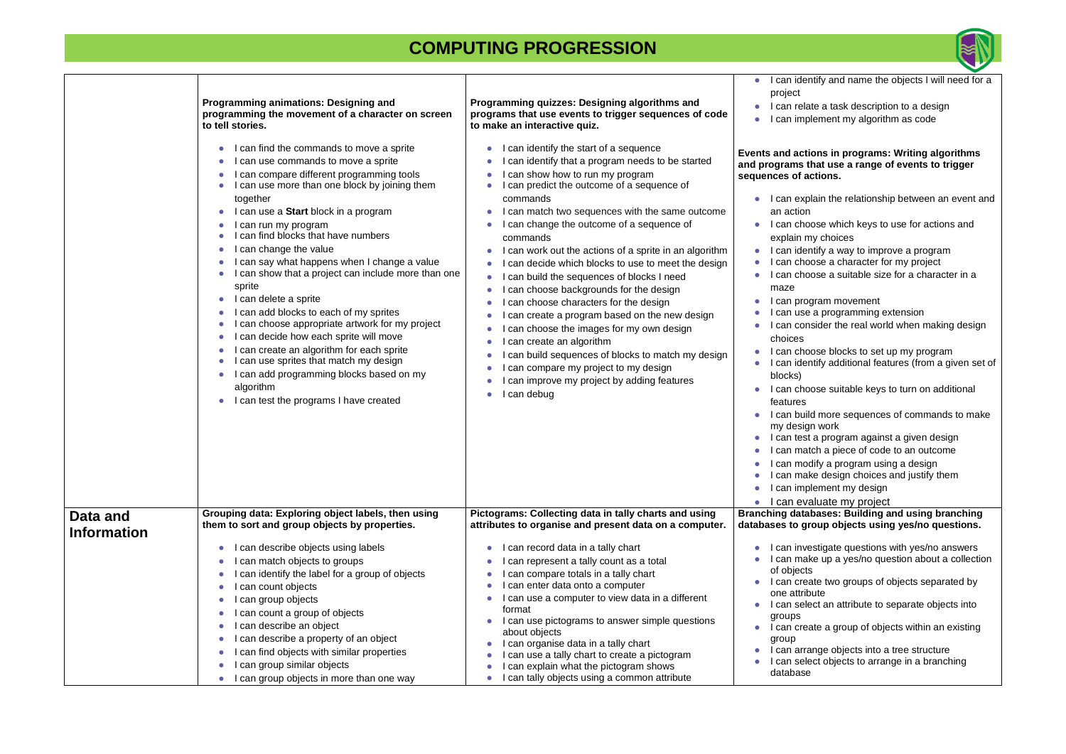# COMPUTING PROGRESSION

| | | | |
|---|---|---|---|
| | **Programming animations: Designing and programming the movement of a character on screen to tell stories.**<br><br>• I can find the commands to move a sprite<br>• I can use commands to move a sprite<br>• I can compare different programming tools<br>• I can use more than one block by joining them together<br>• I can use a **Start** block in a program<br>• I can run my program<br>• I can find blocks that have numbers<br>• I can change the value<br>• I can say what happens when I change a value<br>• I can show that a project can include more than one sprite<br>• I can delete a sprite<br>• I can add blocks to each of my sprites<br>• I can choose appropriate artwork for my project<br>• I can decide how each sprite will move<br>• I can create an algorithm for each sprite<br>• I can use sprites that match my design<br>• I can add programming blocks based on my algorithm<br>• I can test the programs I have created | **Programming quizzes: Designing algorithms and programs that use events to trigger sequences of code to make an interactive quiz.**<br><br>• I can identify the start of a sequence<br>• I can identify that a program needs to be started<br>• I can show how to run my program<br>• I can predict the outcome of a sequence of commands<br>• I can match two sequences with the same outcome<br>• I can change the outcome of a sequence of commands<br>• I can work out the actions of a sprite in an algorithm<br>• I can decide which blocks to use to meet the design<br>• I can build the sequences of blocks I need<br>• I can choose backgrounds for the design<br>• I can choose characters for the design<br>• I can create a program based on the new design<br>• I can choose the images for my own design<br>• I can create an algorithm<br>• I can build sequences of blocks to match my design<br>• I can compare my project to my design<br>• I can improve my project by adding features<br>• I can debug | • I can identify and name the objects I will need for a project<br>• I can relate a task description to a design<br>• I can implement my algorithm as code<br><br>**Events and actions in programs: Writing algorithms and programs that use a range of events to trigger sequences of actions.**<br><br>• I can explain the relationship between an event and an action<br>• I can choose which keys to use for actions and explain my choices<br>• I can identify a way to improve a program<br>• I can choose a character for my project<br>• I can choose a suitable size for a character in a maze<br>• I can program movement<br>• I can use a programming extension<br>• I can consider the real world when making design choices<br>• I can choose blocks to set up my program<br>• I can identify additional features (from a given set of blocks)<br>• I can choose suitable keys to turn on additional features<br>• I can build more sequences of commands to make my design work<br>• I can test a program against a given design<br>• I can match a piece of code to an outcome<br>• I can modify a program using a design<br>• I can make design choices and justify them<br>• I can implement my design<br>• I can evaluate my project |
| **Data and Information** | **Grouping data: Exploring object labels, then using them to sort and group objects by properties.**<br><br>• I can describe objects using labels<br>• I can match objects to groups<br>• I can identify the label for a group of objects<br>• I can count objects<br>• I can group objects<br>• I can count a group of objects<br>• I can describe an object<br>• I can describe a property of an object<br>• I can find objects with similar properties<br>• I can group similar objects<br>• I can group objects in more than one way | **Pictograms: Collecting data in tally charts and using attributes to organise and present data on a computer.**<br><br>• I can record data in a tally chart<br>• I can represent a tally count as a total<br>• I can compare totals in a tally chart<br>• I can enter data onto a computer<br>• I can use a computer to view data in a different format<br>• I can use pictograms to answer simple questions about objects<br>• I can organise data in a tally chart<br>• I can use a tally chart to create a pictogram<br>• I can explain what the pictogram shows<br>• I can tally objects using a common attribute | **Branching databases: Building and using branching databases to group objects using yes/no questions.**<br><br>• I can investigate questions with yes/no answers<br>• I can make up a yes/no question about a collection of objects<br>• I can create two groups of objects separated by one attribute<br>• I can select an attribute to separate objects into groups<br>• I can create a group of objects within an existing group<br>• I can arrange objects into a tree structure<br>• I can select objects to arrange in a branching database |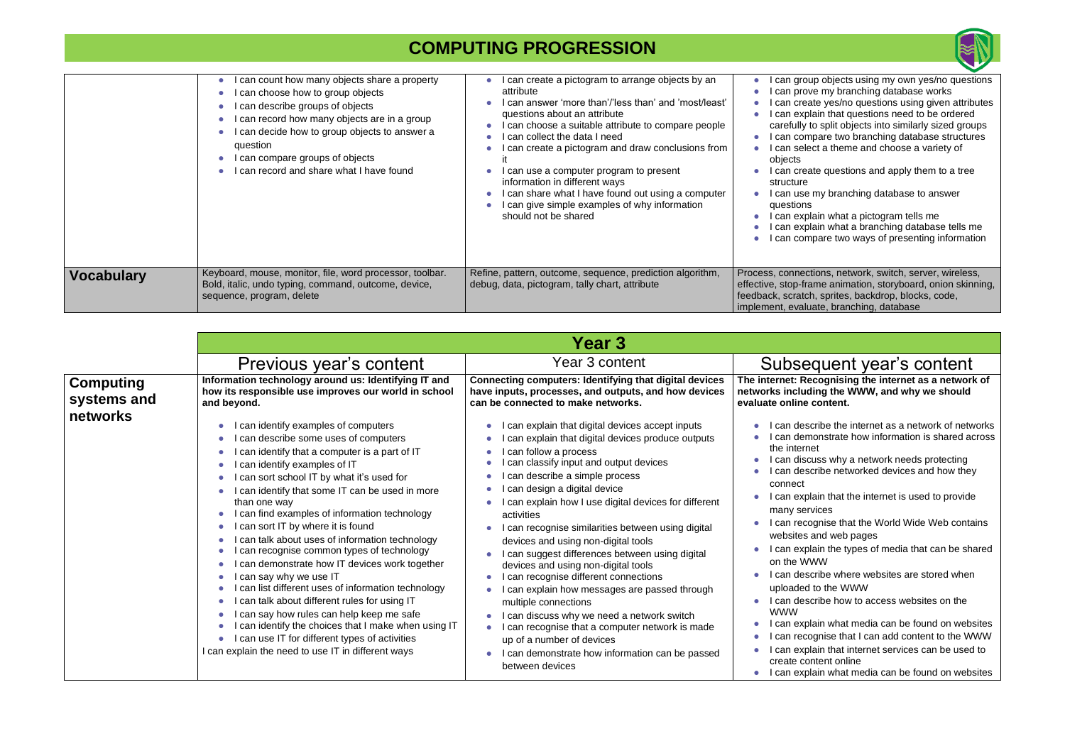# COMPUTING PROGRESSION

| | | | |
|---|---|---|---|
| | • I can count how many objects share a property<br>• I can choose how to group objects<br>• I can describe groups of objects<br>• I can record how many objects are in a group<br>• I can decide how to group objects to answer a question<br>• I can compare groups of objects<br>• I can record and share what I have found | • I can create a pictogram to arrange objects by an attribute<br>• I can answer 'more than'/'less than' and 'most/least' questions about an attribute<br>• I can choose a suitable attribute to compare people<br>• I can collect the data I need<br>• I can create a pictogram and draw conclusions from it<br>• I can use a computer program to present information in different ways<br>• I can share what I have found out using a computer<br>• I can give simple examples of why information should not be shared | • I can group objects using my own yes/no questions<br>• I can prove my branching database works<br>• I can create yes/no questions using given attributes<br>• I can explain that questions need to be ordered carefully to split objects into similarly sized groups<br>• I can compare two branching database structures<br>• I can select a theme and choose a variety of objects<br>• I can create questions and apply them to a tree structure<br>• I can use my branching database to answer questions<br>• I can explain what a pictogram tells me<br>• I can explain what a branching database tells me<br>• I can compare two ways of presenting information |
| **Vocabulary** | Keyboard, mouse, monitor, file, word processor, toolbar. Bold, italic, undo typing, command, outcome, device, sequence, program, delete | Refine, pattern, outcome, sequence, prediction algorithm, debug, data, pictogram, tally chart, attribute | Process, connections, network, switch, server, wireless, effective, stop-frame animation, storyboard, onion skinning, feedback, scratch, sprites, backdrop, blocks, code, implement, evaluate, branching, database |

| | **Year 3** | | |
|---|---|---|---|
| | Previous year's content | Year 3 content | Subsequent year's content |
| **Computing systems and networks** | **Information technology around us: Identifying IT and how its responsible use improves our world in school and beyond.**<br>• I can identify examples of computers<br>• I can describe some uses of computers<br>• I can identify that a computer is a part of IT<br>• I can identify examples of IT<br>• I can sort school IT by what it's used for<br>• I can identify that some IT can be used in more than one way<br>• I can find examples of information technology<br>• I can sort IT by where it is found<br>• I can talk about uses of information technology<br>• I can recognise common types of technology<br>• I can demonstrate how IT devices work together<br>• I can say why we use IT<br>• I can list different uses of information technology<br>• I can talk about different rules for using IT<br>• I can say how rules can help keep me safe<br>• I can identify the choices that I make when using IT<br>• I can use IT for different types of activities<br>I can explain the need to use IT in different ways | **Connecting computers: Identifying that digital devices have inputs, processes, and outputs, and how devices can be connected to make networks.**<br>• I can explain that digital devices accept inputs<br>• I can explain that digital devices produce outputs<br>• I can follow a process<br>• I can classify input and output devices<br>• I can describe a simple process<br>• I can design a digital device<br>• I can explain how I use digital devices for different activities<br>• I can recognise similarities between using digital devices and using non-digital tools<br>• I can suggest differences between using digital devices and using non-digital tools<br>• I can recognise different connections<br>• I can explain how messages are passed through multiple connections<br>• I can discuss why we need a network switch<br>• I can recognise that a computer network is made up of a number of devices<br>• I can demonstrate how information can be passed between devices | **The internet: Recognising the internet as a network of networks including the WWW, and why we should evaluate online content.**<br>• I can describe the internet as a network of networks<br>• I can demonstrate how information is shared across the internet<br>• I can discuss why a network needs protecting<br>• I can describe networked devices and how they connect<br>• I can explain that the internet is used to provide many services<br>• I can recognise that the World Wide Web contains websites and web pages<br>• I can explain the types of media that can be shared on the WWW<br>• I can describe where websites are stored when uploaded to the WWW<br>• I can describe how to access websites on the WWW<br>• I can explain what media can be found on websites<br>• I can recognise that I can add content to the WWW<br>• I can explain that internet services can be used to create content online<br>• I can explain what media can be found on websites |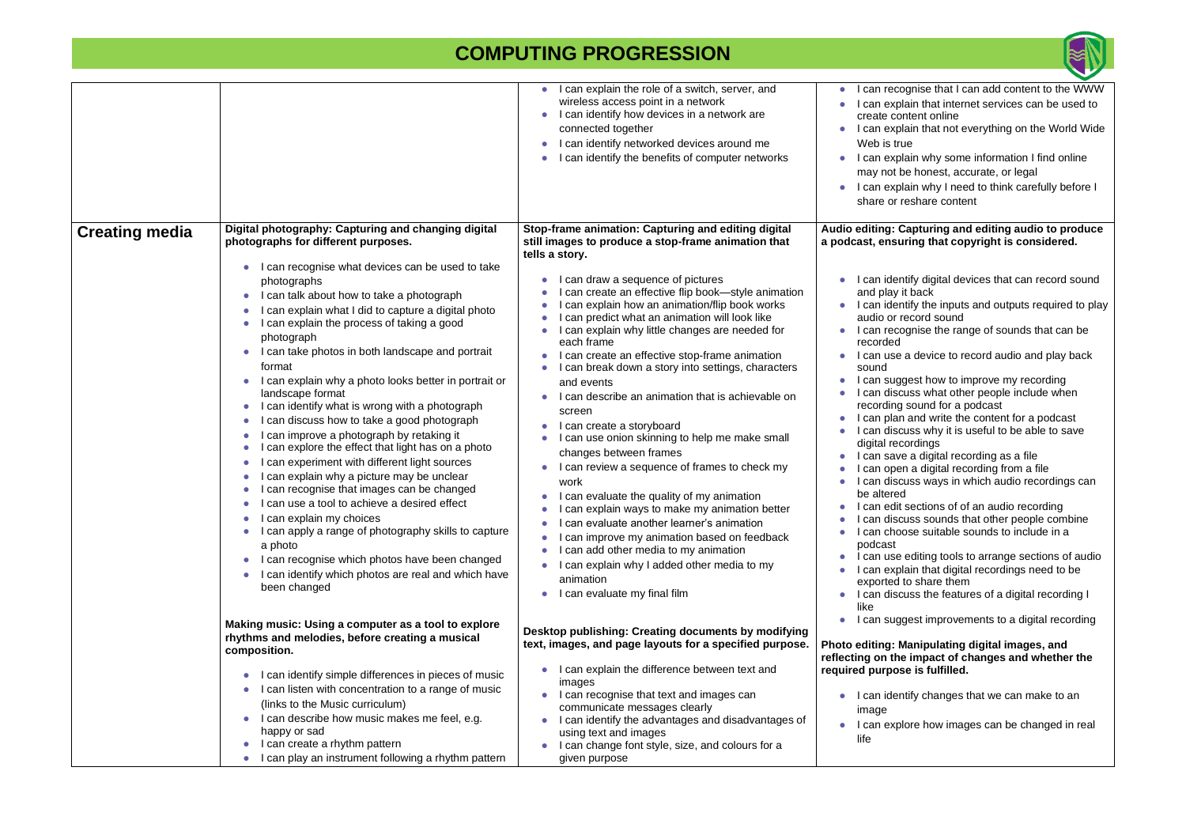# COMPUTING PROGRESSION

| | | | |
|---|---|---|---|
| | | • I can explain the role of a switch, server, and wireless access point in a network<br>• I can identify how devices in a network are connected together<br>• I can identify networked devices around me<br>• I can identify the benefits of computer networks | • I can recognise that I can add content to the WWW<br>• I can explain that internet services can be used to create content online<br>• I can explain that not everything on the World Wide Web is true<br>• I can explain why some information I find online may not be honest, accurate, or legal<br>• I can explain why I need to think carefully before I share or reshare content |
| **Creating media** | **Digital photography: Capturing and changing digital photographs for different purposes.**<br>• I can recognise what devices can be used to take photographs<br>• I can talk about how to take a photograph<br>• I can explain what I did to capture a digital photo<br>• I can explain the process of taking a good photograph<br>• I can take photos in both landscape and portrait format<br>• I can explain why a photo looks better in portrait or landscape format<br>• I can identify what is wrong with a photograph<br>• I can discuss how to take a good photograph<br>• I can improve a photograph by retaking it<br>• I can explore the effect that light has on a photo<br>• I can experiment with different light sources<br>• I can explain why a picture may be unclear<br>• I can recognise that images can be changed<br>• I can use a tool to achieve a desired effect<br>• I can explain my choices<br>• I can apply a range of photography skills to capture a photo<br>• I can recognise which photos have been changed<br>• I can identify which photos are real and which have been changed<br><br>**Making music: Using a computer as a tool to explore rhythms and melodies, before creating a musical composition.**<br>• I can identify simple differences in pieces of music<br>• I can listen with concentration to a range of music (links to the Music curriculum)<br>• I can describe how music makes me feel, e.g. happy or sad<br>• I can create a rhythm pattern<br>• I can play an instrument following a rhythm pattern | **Stop-frame animation: Capturing and editing digital still images to produce a stop-frame animation that tells a story.**<br>• I can draw a sequence of pictures<br>• I can create an effective flip book—style animation<br>• I can explain how an animation/flip book works<br>• I can predict what an animation will look like<br>• I can explain why little changes are needed for each frame<br>• I can create an effective stop-frame animation<br>• I can break down a story into settings, characters and events<br>• I can describe an animation that is achievable on screen<br>• I can create a storyboard<br>• I can use onion skinning to help me make small changes between frames<br>• I can review a sequence of frames to check my work<br>• I can evaluate the quality of my animation<br>• I can explain ways to make my animation better<br>• I can evaluate another learner's animation<br>• I can improve my animation based on feedback<br>• I can add other media to my animation<br>• I can explain why I added other media to my animation<br>• I can evaluate my final film<br><br>**Desktop publishing: Creating documents by modifying text, images, and page layouts for a specified purpose.**<br>• I can explain the difference between text and images<br>• I can recognise that text and images can communicate messages clearly<br>• I can identify the advantages and disadvantages of using text and images<br>• I can change font style, size, and colours for a given purpose | **Audio editing: Capturing and editing audio to produce a podcast, ensuring that copyright is considered.**<br>• I can identify digital devices that can record sound and play it back<br>• I can identify the inputs and outputs required to play audio or record sound<br>• I can recognise the range of sounds that can be recorded<br>• I can use a device to record audio and play back sound<br>• I can suggest how to improve my recording<br>• I can discuss what other people include when recording sound for a podcast<br>• I can plan and write the content for a podcast<br>• I can discuss why it is useful to be able to save digital recordings<br>• I can save a digital recording as a file<br>• I can open a digital recording from a file<br>• I can discuss ways in which audio recordings can be altered<br>• I can edit sections of of an audio recording<br>• I can discuss sounds that other people combine<br>• I can choose suitable sounds to include in a podcast<br>• I can use editing tools to arrange sections of audio<br>• I can explain that digital recordings need to be exported to share them<br>• I can discuss the features of a digital recording I like<br>• I can suggest improvements to a digital recording<br><br>**Photo editing: Manipulating digital images, and reflecting on the impact of changes and whether the required purpose is fulfilled.**<br>• I can identify changes that we can make to an image<br>• I can explore how images can be changed in real life |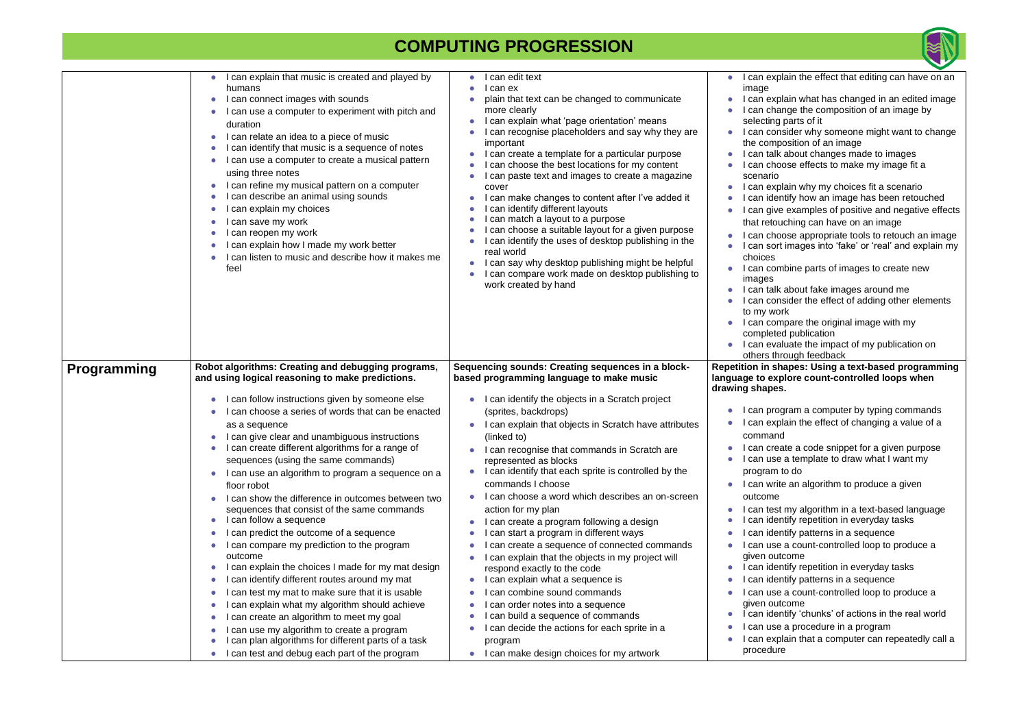# COMPUTING PROGRESSION

| | | | |
|---|---|---|---|
| | • I can explain that music is created and played by humans<br>• I can connect images with sounds<br>• I can use a computer to experiment with pitch and duration<br>• I can relate an idea to a piece of music<br>• I can identify that music is a sequence of notes<br>• I can use a computer to create a musical pattern using three notes<br>• I can refine my musical pattern on a computer<br>• I can describe an animal using sounds<br>• I can explain my choices<br>• I can save my work<br>• I can reopen my work<br>• I can explain how I made my work better<br>• I can listen to music and describe how it makes me feel | • I can edit text<br>• I can ex<br>• plain that text can be changed to communicate more clearly<br>• I can explain what 'page orientation' means<br>• I can recognise placeholders and say why they are important<br>• I can create a template for a particular purpose<br>• I can choose the best locations for my content<br>• I can paste text and images to create a magazine cover<br>• I can make changes to content after I've added it<br>• I can identify different layouts<br>• I can match a layout to a purpose<br>• I can choose a suitable layout for a given purpose<br>• I can identify the uses of desktop publishing in the real world<br>• I can say why desktop publishing might be helpful<br>• I can compare work made on desktop publishing to work created by hand | • I can explain the effect that editing can have on an image<br>• I can explain what has changed in an edited image<br>• I can change the composition of an image by selecting parts of it<br>• I can consider why someone might want to change the composition of an image<br>• I can talk about changes made to images<br>• I can choose effects to make my image fit a scenario<br>• I can explain why my choices fit a scenario<br>• I can identify how an image has been retouched<br>• I can give examples of positive and negative effects that retouching can have on an image<br>• I can choose appropriate tools to retouch an image<br>• I can sort images into 'fake' or 'real' and explain my choices<br>• I can combine parts of images to create new images<br>• I can talk about fake images around me<br>• I can consider the effect of adding other elements to my work<br>• I can compare the original image with my completed publication<br>• I can evaluate the impact of my publication on others through feedback |
| **Programming** | **Robot algorithms: Creating and debugging programs, and using logical reasoning to make predictions.**<br>• I can follow instructions given by someone else<br>• I can choose a series of words that can be enacted as a sequence<br>• I can give clear and unambiguous instructions<br>• I can create different algorithms for a range of sequences (using the same commands)<br>• I can use an algorithm to program a sequence on a floor robot<br>• I can show the difference in outcomes between two sequences that consist of the same commands<br>• I can follow a sequence<br>• I can predict the outcome of a sequence<br>• I can compare my prediction to the program outcome<br>• I can explain the choices I made for my mat design<br>• I can identify different routes around my mat<br>• I can test my mat to make sure that it is usable<br>• I can explain what my algorithm should achieve<br>• I can create an algorithm to meet my goal<br>• I can use my algorithm to create a program<br>• I can plan algorithms for different parts of a task<br>• I can test and debug each part of the program | **Sequencing sounds: Creating sequences in a block-based programming language to make music**<br>• I can identify the objects in a Scratch project (sprites, backdrops)<br>• I can explain that objects in Scratch have attributes (linked to)<br>• I can recognise that commands in Scratch are represented as blocks<br>• I can identify that each sprite is controlled by the commands I choose<br>• I can choose a word which describes an on-screen action for my plan<br>• I can create a program following a design<br>• I can start a program in different ways<br>• I can create a sequence of connected commands<br>• I can explain that the objects in my project will respond exactly to the code<br>• I can explain what a sequence is<br>• I can combine sound commands<br>• I can order notes into a sequence<br>• I can build a sequence of commands<br>• I can decide the actions for each sprite in a program<br>• I can make design choices for my artwork | **Repetition in shapes: Using a text-based programming language to explore count-controlled loops when drawing shapes.**<br>• I can program a computer by typing commands<br>• I can explain the effect of changing a value of a command<br>• I can create a code snippet for a given purpose<br>• I can use a template to draw what I want my program to do<br>• I can write an algorithm to produce a given outcome<br>• I can test my algorithm in a text-based language<br>• I can identify repetition in everyday tasks<br>• I can identify patterns in a sequence<br>• I can use a count-controlled loop to produce a given outcome<br>• I can identify repetition in everyday tasks<br>• I can identify patterns in a sequence<br>• I can use a count-controlled loop to produce a given outcome<br>• I can identify 'chunks' of actions in the real world<br>• I can use a procedure in a program<br>• I can explain that a computer can repeatedly call a procedure |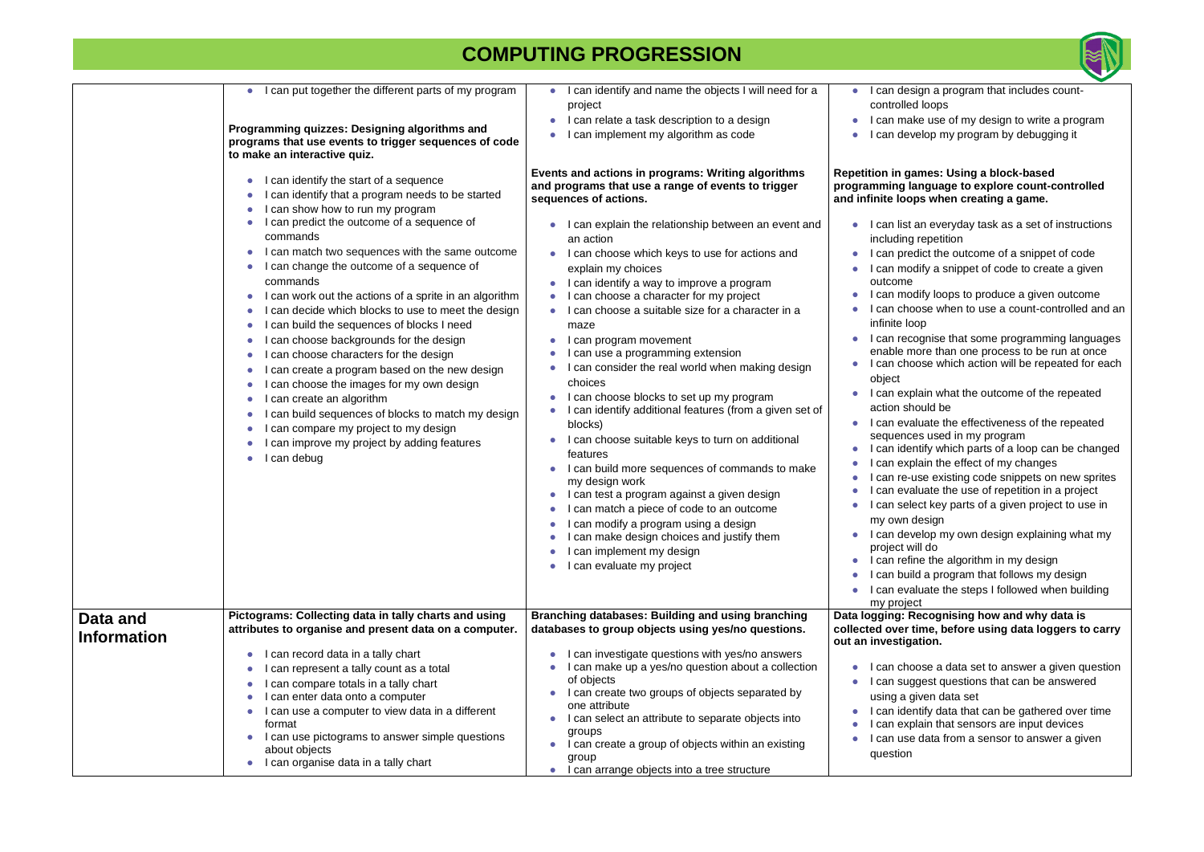# COMPUTING PROGRESSION

| | | | |
|---|---|---|---|
| | • I can put together the different parts of my program<br><br>**Programming quizzes: Designing algorithms and programs that use events to trigger sequences of code to make an interactive quiz.**<br><br>• I can identify the start of a sequence<br>• I can identify that a program needs to be started<br>• I can show how to run my program<br>• I can predict the outcome of a sequence of commands<br>• I can match two sequences with the same outcome<br>• I can change the outcome of a sequence of commands<br>• I can work out the actions of a sprite in an algorithm<br>• I can decide which blocks to use to meet the design<br>• I can build the sequences of blocks I need<br>• I can choose backgrounds for the design<br>• I can choose characters for the design<br>• I can create a program based on the new design<br>• I can choose the images for my own design<br>• I can create an algorithm<br>• I can build sequences of blocks to match my design<br>• I can compare my project to my design<br>• I can improve my project by adding features<br>• I can debug | • I can identify and name the objects I will need for a project<br>• I can relate a task description to a design<br>• I can implement my algorithm as code<br><br>**Events and actions in programs: Writing algorithms and programs that use a range of events to trigger sequences of actions.**<br><br>• I can explain the relationship between an event and an action<br>• I can choose which keys to use for actions and explain my choices<br>• I can identify a way to improve a program<br>• I can choose a character for my project<br>• I can choose a suitable size for a character in a maze<br>• I can program movement<br>• I can use a programming extension<br>• I can consider the real world when making design choices<br>• I can choose blocks to set up my program<br>• I can identify additional features (from a given set of blocks)<br>• I can choose suitable keys to turn on additional features<br>• I can build more sequences of commands to make my design work<br>• I can test a program against a given design<br>• I can match a piece of code to an outcome<br>• I can modify a program using a design<br>• I can make design choices and justify them<br>• I can implement my design<br>• I can evaluate my project | • I can design a program that includes count-controlled loops<br>• I can make use of my design to write a program<br>• I can develop my program by debugging it<br><br>**Repetition in games: Using a block-based programming language to explore count-controlled and infinite loops when creating a game.**<br><br>• I can list an everyday task as a set of instructions including repetition<br>• I can predict the outcome of a snippet of code<br>• I can modify a snippet of code to create a given outcome<br>• I can modify loops to produce a given outcome<br>• I can choose when to use a count-controlled and an infinite loop<br>• I can recognise that some programming languages enable more than one process to be run at once<br>• I can choose which action will be repeated for each object<br>• I can explain what the outcome of the repeated action should be<br>• I can evaluate the effectiveness of the repeated sequences used in my program<br>• I can identify which parts of a loop can be changed<br>• I can explain the effect of my changes<br>• I can re-use existing code snippets on new sprites<br>• I can evaluate the use of repetition in a project<br>• I can select key parts of a given project to use in my own design<br>• I can develop my own design explaining what my project will do<br>• I can refine the algorithm in my design<br>• I can build a program that follows my design<br>• I can evaluate the steps I followed when building my project |
| **Data and Information** | **Pictograms: Collecting data in tally charts and using attributes to organise and present data on a computer.**<br><br>• I can record data in a tally chart<br>• I can represent a tally count as a total<br>• I can compare totals in a tally chart<br>• I can enter data onto a computer<br>• I can use a computer to view data in a different format<br>• I can use pictograms to answer simple questions about objects<br>• I can organise data in a tally chart | **Branching databases: Building and using branching databases to group objects using yes/no questions.**<br><br>• I can investigate questions with yes/no answers<br>• I can make up a yes/no question about a collection of objects<br>• I can create two groups of objects separated by one attribute<br>• I can select an attribute to separate objects into groups<br>• I can create a group of objects within an existing group<br>• I can arrange objects into a tree structure | **Data logging: Recognising how and why data is collected over time, before using data loggers to carry out an investigation.**<br><br>• I can choose a data set to answer a given question<br>• I can suggest questions that can be answered using a given data set<br>• I can identify data that can be gathered over time<br>• I can explain that sensors are input devices<br>• I can use data from a sensor to answer a given question |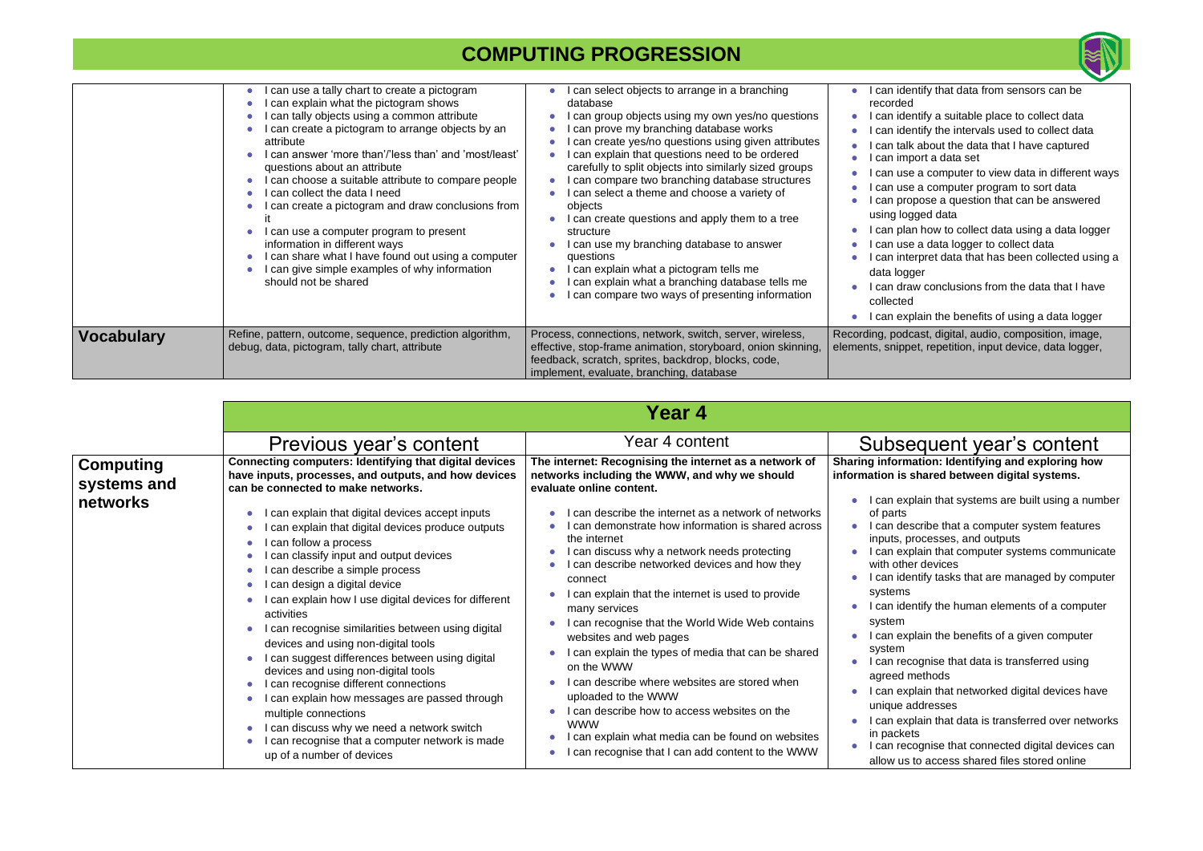# COMPUTING PROGRESSION

| | | | |
|---|---|---|---|
| | • I can use a tally chart to create a pictogram<br>• I can explain what the pictogram shows<br>• I can tally objects using a common attribute<br>• I can create a pictogram to arrange objects by an attribute<br>• I can answer 'more than'/'less than' and 'most/least' questions about an attribute<br>• I can choose a suitable attribute to compare people<br>• I can collect the data I need<br>• I can create a pictogram and draw conclusions from it<br>• I can use a computer program to present information in different ways<br>• I can share what I have found out using a computer<br>• I can give simple examples of why information should not be shared | • I can select objects to arrange in a branching database<br>• I can group objects using my own yes/no questions<br>• I can prove my branching database works<br>• I can create yes/no questions using given attributes<br>• I can explain that questions need to be ordered carefully to split objects into similarly sized groups<br>• I can compare two branching database structures<br>• I can select a theme and choose a variety of objects<br>• I can create questions and apply them to a tree structure<br>• I can use my branching database to answer questions<br>• I can explain what a pictogram tells me<br>• I can explain what a branching database tells me<br>• I can compare two ways of presenting information | • I can identify that data from sensors can be recorded<br>• I can identify a suitable place to collect data<br>• I can identify the intervals used to collect data<br>• I can talk about the data that I have captured<br>• I can import a data set<br>• I can use a computer to view data in different ways<br>• I can use a computer program to sort data<br>• I can propose a question that can be answered using logged data<br>• I can plan how to collect data using a data logger<br>• I can use a data logger to collect data<br>• I can interpret data that has been collected using a data logger<br>• I can draw conclusions from the data that I have collected<br>• I can explain the benefits of using a data logger |
| **Vocabulary** | Refine, pattern, outcome, sequence, prediction algorithm, debug, data, pictogram, tally chart, attribute | Process, connections, network, switch, server, wireless, effective, stop-frame animation, storyboard, onion skinning, feedback, scratch, sprites, backdrop, blocks, code, implement, evaluate, branching, database | Recording, podcast, digital, audio, composition, image, elements, snippet, repetition, input device, data logger, |

## Year 4

| | Previous year's content | Year 4 content | Subsequent year's content |
|---|---|---|---|
| **Computing systems and networks** | **Connecting computers: Identifying that digital devices have inputs, processes, and outputs, and how devices can be connected to make networks.**<br>• I can explain that digital devices accept inputs<br>• I can explain that digital devices produce outputs<br>• I can follow a process<br>• I can classify input and output devices<br>• I can describe a simple process<br>• I can design a digital device<br>• I can explain how I use digital devices for different activities<br>• I can recognise similarities between using digital devices and using non-digital tools<br>• I can suggest differences between using digital devices and using non-digital tools<br>• I can recognise different connections<br>• I can explain how messages are passed through multiple connections<br>• I can discuss why we need a network switch<br>• I can recognise that a computer network is made up of a number of devices | **The internet: Recognising the internet as a network of networks including the WWW, and why we should evaluate online content.**<br>• I can describe the internet as a network of networks<br>• I can demonstrate how information is shared across the internet<br>• I can discuss why a network needs protecting<br>• I can describe networked devices and how they connect<br>• I can explain that the internet is used to provide many services<br>• I can recognise that the World Wide Web contains websites and web pages<br>• I can explain the types of media that can be shared on the WWW<br>• I can describe where websites are stored when uploaded to the WWW<br>• I can describe how to access websites on the WWW<br>• I can explain what media can be found on websites<br>• I can recognise that I can add content to the WWW | **Sharing information: Identifying and exploring how information is shared between digital systems.**<br>• I can explain that systems are built using a number of parts<br>• I can describe that a computer system features inputs, processes, and outputs<br>• I can explain that computer systems communicate with other devices<br>• I can identify tasks that are managed by computer systems<br>• I can identify the human elements of a computer system<br>• I can explain the benefits of a given computer system<br>• I can recognise that data is transferred using agreed methods<br>• I can explain that networked digital devices have unique addresses<br>• I can explain that data is transferred over networks in packets<br>• I can recognise that connected digital devices can allow us to access shared files stored online |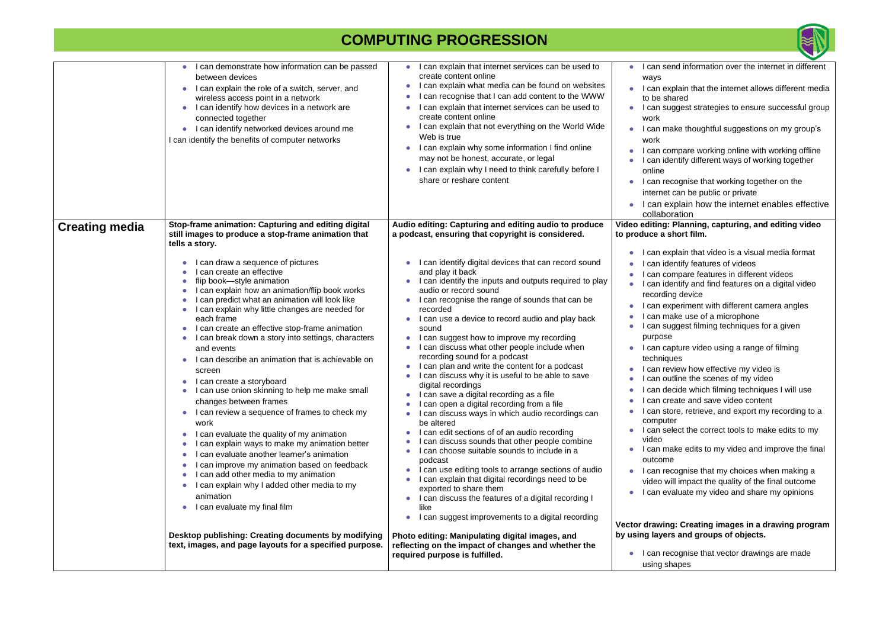# COMPUTING PROGRESSION

| | | | |
|---|---|---|---|
| | • I can demonstrate how information can be passed between devices<br>• I can explain the role of a switch, server, and wireless access point in a network<br>• I can identify how devices in a network are connected together<br>• I can identify networked devices around me<br>I can identify the benefits of computer networks | • I can explain that internet services can be used to create content online<br>• I can explain what media can be found on websites<br>• I can recognise that I can add content to the WWW<br>• I can explain that internet services can be used to create content online<br>• I can explain that not everything on the World Wide Web is true<br>• I can explain why some information I find online may not be honest, accurate, or legal<br>• I can explain why I need to think carefully before I share or reshare content | • I can send information over the internet in different ways<br>• I can explain that the internet allows different media to be shared<br>• I can suggest strategies to ensure successful group work<br>• I can make thoughtful suggestions on my group's work<br>• I can compare working online with working offline<br>• I can identify different ways of working together online<br>• I can recognise that working together on the internet can be public or private<br>• I can explain how the internet enables effective collaboration |
| **Creating media** | **Stop-frame animation: Capturing and editing digital still images to produce a stop-frame animation that tells a story.**<br>• I can draw a sequence of pictures<br>• I can create an effective<br>• flip book—style animation<br>• I can explain how an animation/flip book works<br>• I can predict what an animation will look like<br>• I can explain why little changes are needed for each frame<br>• I can create an effective stop-frame animation<br>• I can break down a story into settings, characters and events<br>• I can describe an animation that is achievable on screen<br>• I can create a storyboard<br>• I can use onion skinning to help me make small changes between frames<br>• I can review a sequence of frames to check my work<br>• I can evaluate the quality of my animation<br>• I can explain ways to make my animation better<br>• I can evaluate another learner's animation<br>• I can improve my animation based on feedback<br>• I can add other media to my animation<br>• I can explain why I added other media to my animation<br>• I can evaluate my final film<br><br>**Desktop publishing: Creating documents by modifying text, images, and page layouts for a specified purpose.** | **Audio editing: Capturing and editing audio to produce a podcast, ensuring that copyright is considered.**<br>• I can identify digital devices that can record sound and play it back<br>• I can identify the inputs and outputs required to play audio or record sound<br>• I can recognise the range of sounds that can be recorded<br>• I can use a device to record audio and play back sound<br>• I can suggest how to improve my recording<br>• I can discuss what other people include when recording sound for a podcast<br>• I can plan and write the content for a podcast<br>• I can discuss why it is useful to be able to save digital recordings<br>• I can save a digital recording as a file<br>• I can open a digital recording from a file<br>• I can discuss ways in which audio recordings can be altered<br>• I can edit sections of of an audio recording<br>• I can discuss sounds that other people combine<br>• I can choose suitable sounds to include in a podcast<br>• I can use editing tools to arrange sections of audio<br>• I can explain that digital recordings need to be exported to share them<br>• I can discuss the features of a digital recording I like<br>• I can suggest improvements to a digital recording<br><br>**Photo editing: Manipulating digital images, and reflecting on the impact of changes and whether the required purpose is fulfilled.** | **Video editing: Planning, capturing, and editing video to produce a short film.**<br>• I can explain that video is a visual media format<br>• I can identify features of videos<br>• I can compare features in different videos<br>• I can identify and find features on a digital video recording device<br>• I can experiment with different camera angles<br>• I can make use of a microphone<br>• I can suggest filming techniques for a given purpose<br>• I can capture video using a range of filming techniques<br>• I can review how effective my video is<br>• I can outline the scenes of my video<br>• I can decide which filming techniques I will use<br>• I can create and save video content<br>• I can store, retrieve, and export my recording to a computer<br>• I can select the correct tools to make edits to my video<br>• I can make edits to my video and improve the final outcome<br>• I can recognise that my choices when making a video will impact the quality of the final outcome<br>• I can evaluate my video and share my opinions<br><br>**Vector drawing: Creating images in a drawing program by using layers and groups of objects.**<br>• I can recognise that vector drawings are made using shapes |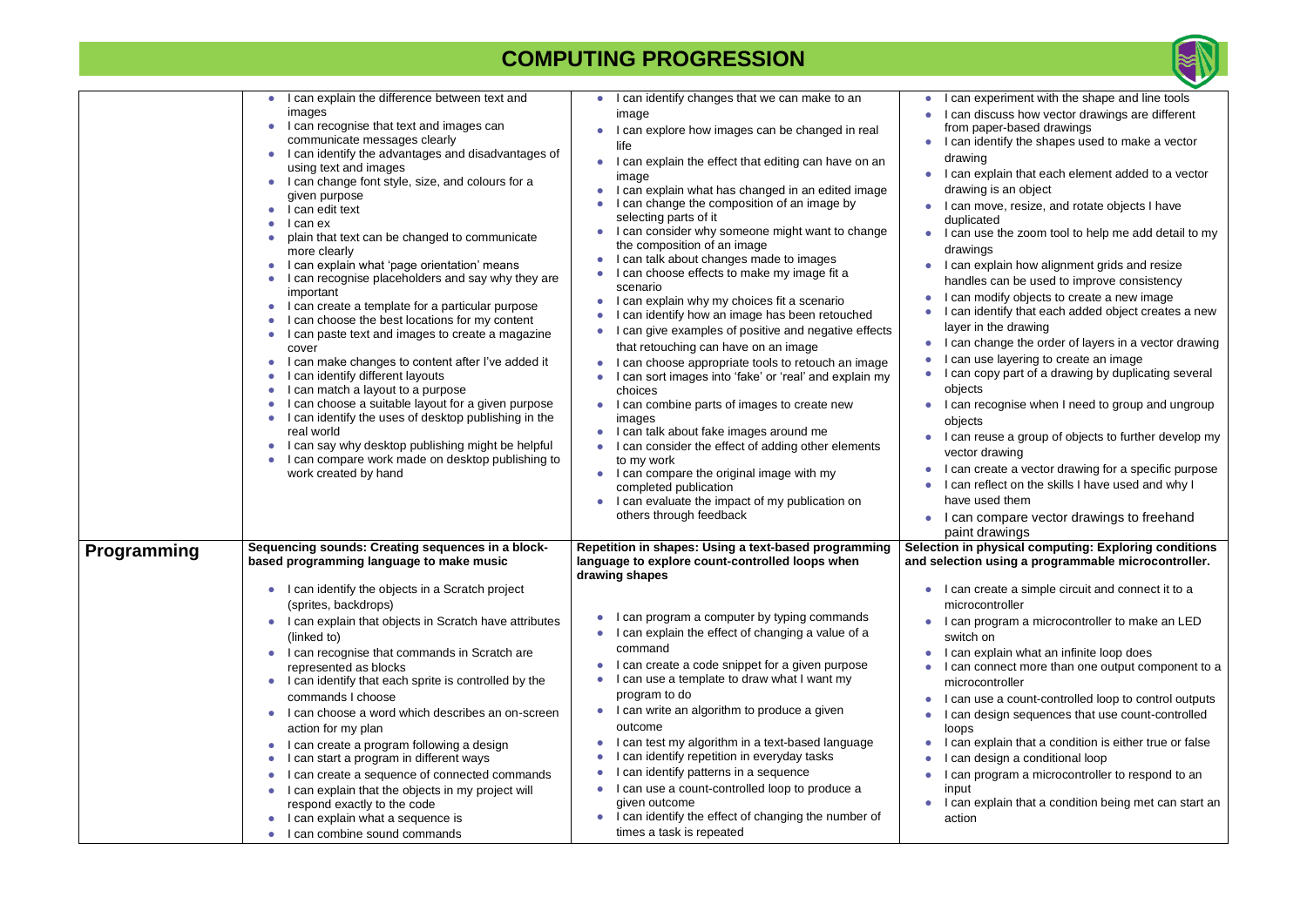# COMPUTING PROGRESSION

| | | | |
|---|---|---|---|
| | • I can explain the difference between text and images<br>• I can recognise that text and images can communicate messages clearly<br>• I can identify the advantages and disadvantages of using text and images<br>• I can change font style, size, and colours for a given purpose<br>• I can edit text<br>• I can ex<br>• plain that text can be changed to communicate more clearly<br>• I can explain what 'page orientation' means<br>• I can recognise placeholders and say why they are important<br>• I can create a template for a particular purpose<br>• I can choose the best locations for my content<br>• I can paste text and images to create a magazine cover<br>• I can make changes to content after I've added it<br>• I can identify different layouts<br>• I can match a layout to a purpose<br>• I can choose a suitable layout for a given purpose<br>• I can identify the uses of desktop publishing in the real world<br>• I can say why desktop publishing might be helpful<br>• I can compare work made on desktop publishing to work created by hand | • I can identify changes that we can make to an image<br>• I can explore how images can be changed in real life<br>• I can explain the effect that editing can have on an image<br>• I can explain what has changed in an edited image<br>• I can change the composition of an image by selecting parts of it<br>• I can consider why someone might want to change the composition of an image<br>• I can talk about changes made to images<br>• I can choose effects to make my image fit a scenario<br>• I can explain why my choices fit a scenario<br>• I can identify how an image has been retouched<br>• I can give examples of positive and negative effects that retouching can have on an image<br>• I can choose appropriate tools to retouch an image<br>• I can sort images into 'fake' or 'real' and explain my choices<br>• I can combine parts of images to create new images<br>• I can talk about fake images around me<br>• I can consider the effect of adding other elements to my work<br>• I can compare the original image with my completed publication<br>• I can evaluate the impact of my publication on others through feedback | • I can experiment with the shape and line tools<br>• I can discuss how vector drawings are different from paper-based drawings<br>• I can identify the shapes used to make a vector drawing<br>• I can explain that each element added to a vector drawing is an object<br>• I can move, resize, and rotate objects I have duplicated<br>• I can use the zoom tool to help me add detail to my drawings<br>• I can explain how alignment grids and resize handles can be used to improve consistency<br>• I can modify objects to create a new image<br>• I can identify that each added object creates a new layer in the drawing<br>• I can change the order of layers in a vector drawing<br>• I can use layering to create an image<br>• I can copy part of a drawing by duplicating several objects<br>• I can recognise when I need to group and ungroup objects<br>• I can reuse a group of objects to further develop my vector drawing<br>• I can create a vector drawing for a specific purpose<br>• I can reflect on the skills I have used and why I have used them<br>• I can compare vector drawings to freehand paint drawings |
| **Programming** | **Sequencing sounds: Creating sequences in a block-based programming language to make music**<br><br>• I can identify the objects in a Scratch project (sprites, backdrops)<br>• I can explain that objects in Scratch have attributes (linked to)<br>• I can recognise that commands in Scratch are represented as blocks<br>• I can identify that each sprite is controlled by the commands I choose<br>• I can choose a word which describes an on-screen action for my plan<br>• I can create a program following a design<br>• I can start a program in different ways<br>• I can create a sequence of connected commands<br>• I can explain that the objects in my project will respond exactly to the code<br>• I can explain what a sequence is<br>• I can combine sound commands | **Repetition in shapes: Using a text-based programming language to explore count-controlled loops when drawing shapes**<br><br>• I can program a computer by typing commands<br>• I can explain the effect of changing a value of a command<br>• I can create a code snippet for a given purpose<br>• I can use a template to draw what I want my program to do<br>• I can write an algorithm to produce a given outcome<br>• I can test my algorithm in a text-based language<br>• I can identify repetition in everyday tasks<br>• I can identify patterns in a sequence<br>• I can use a count-controlled loop to produce a given outcome<br>• I can identify the effect of changing the number of times a task is repeated | **Selection in physical computing: Exploring conditions and selection using a programmable microcontroller.**<br><br>• I can create a simple circuit and connect it to a microcontroller<br>• I can program a microcontroller to make an LED switch on<br>• I can explain what an infinite loop does<br>• I can connect more than one output component to a microcontroller<br>• I can use a count-controlled loop to control outputs<br>• I can design sequences that use count-controlled loops<br>• I can explain that a condition is either true or false<br>• I can design a conditional loop<br>• I can program a microcontroller to respond to an input<br>• I can explain that a condition being met can start an action |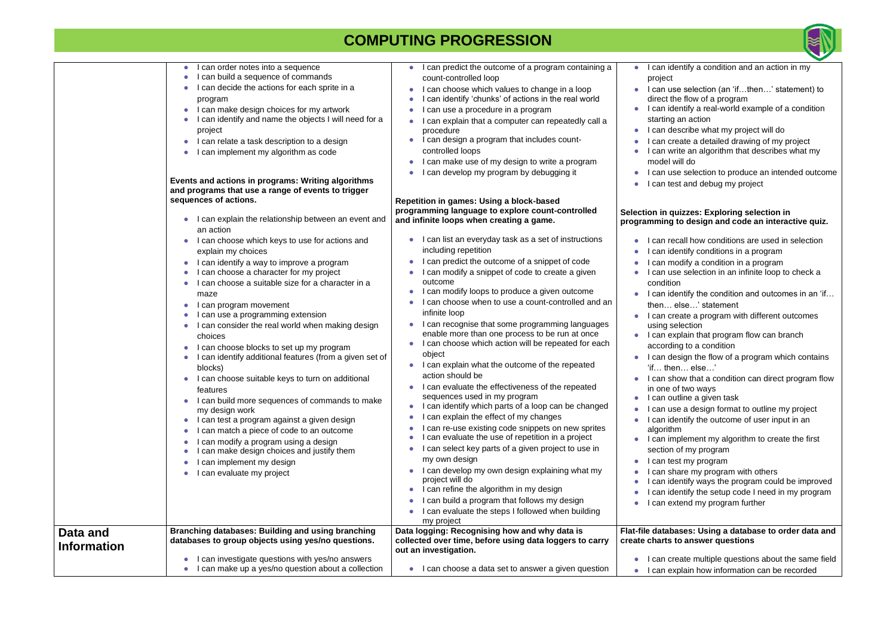# COMPUTING PROGRESSION

| | | | |
|---|---|---|---|
| | • I can order notes into a sequence<br>• I can build a sequence of commands<br>• I can decide the actions for each sprite in a program<br>• I can make design choices for my artwork<br>• I can identify and name the objects I will need for a project<br>• I can relate a task description to a design<br>• I can implement my algorithm as code<br><br>**Events and actions in programs: Writing algorithms and programs that use a range of events to trigger sequences of actions.**<br><br>• I can explain the relationship between an event and an action<br>• I can choose which keys to use for actions and explain my choices<br>• I can identify a way to improve a program<br>• I can choose a character for my project<br>• I can choose a suitable size for a character in a maze<br>• I can program movement<br>• I can use a programming extension<br>• I can consider the real world when making design choices<br>• I can choose blocks to set up my program<br>• I can identify additional features (from a given set of blocks)<br>• I can choose suitable keys to turn on additional features<br>• I can build more sequences of commands to make my design work<br>• I can test a program against a given design<br>• I can match a piece of code to an outcome<br>• I can modify a program using a design<br>• I can make design choices and justify them<br>• I can implement my design<br>• I can evaluate my project | • I can predict the outcome of a program containing a count-controlled loop<br>• I can choose which values to change in a loop<br>• I can identify 'chunks' of actions in the real world<br>• I can use a procedure in a program<br>• I can explain that a computer can repeatedly call a procedure<br>• I can design a program that includes count-controlled loops<br>• I can make use of my design to write a program<br>• I can develop my program by debugging it<br><br>**Repetition in games: Using a block-based programming language to explore count-controlled and infinite loops when creating a game.**<br><br>• I can list an everyday task as a set of instructions including repetition<br>• I can predict the outcome of a snippet of code<br>• I can modify a snippet of code to create a given outcome<br>• I can modify loops to produce a given outcome<br>• I can choose when to use a count-controlled and an infinite loop<br>• I can recognise that some programming languages enable more than one process to be run at once<br>• I can choose which action will be repeated for each object<br>• I can explain what the outcome of the repeated action should be<br>• I can evaluate the effectiveness of the repeated sequences used in my program<br>• I can identify which parts of a loop can be changed<br>• I can explain the effect of my changes<br>• I can re-use existing code snippets on new sprites<br>• I can evaluate the use of repetition in a project<br>• I can select key parts of a given project to use in my own design<br>• I can develop my own design explaining what my project will do<br>• I can refine the algorithm in my design<br>• I can build a program that follows my design<br>• I can evaluate the steps I followed when building my project | • I can identify a condition and an action in my project<br>• I can use selection (an 'if…then…' statement) to direct the flow of a program<br>• I can identify a real-world example of a condition starting an action<br>• I can describe what my project will do<br>• I can create a detailed drawing of my project<br>• I can write an algorithm that describes what my model will do<br>• I can use selection to produce an intended outcome<br>• I can test and debug my project<br><br>**Selection in quizzes: Exploring selection in programming to design and code an interactive quiz.**<br><br>• I can recall how conditions are used in selection<br>• I can identify conditions in a program<br>• I can modify a condition in a program<br>• I can use selection in an infinite loop to check a condition<br>• I can identify the condition and outcomes in an 'if… then… else…' statement<br>• I can create a program with different outcomes using selection<br>• I can explain that program flow can branch according to a condition<br>• I can design the flow of a program which contains 'if… then… else…'<br>• I can show that a condition can direct program flow in one of two ways<br>• I can outline a given task<br>• I can use a design format to outline my project<br>• I can identify the outcome of user input in an algorithm<br>• I can implement my algorithm to create the first section of my program<br>• I can test my program<br>• I can share my program with others<br>• I can identify ways the program could be improved<br>• I can identify the setup code I need in my program<br>• I can extend my program further |
| **Data and Information** | **Branching databases: Building and using branching databases to group objects using yes/no questions.**<br><br>• I can investigate questions with yes/no answers<br>• I can make up a yes/no question about a collection | **Data logging: Recognising how and why data is collected over time, before using data loggers to carry out an investigation.**<br><br>• I can choose a data set to answer a given question | **Flat-file databases: Using a database to order data and create charts to answer questions**<br><br>• I can create multiple questions about the same field<br>• I can explain how information can be recorded |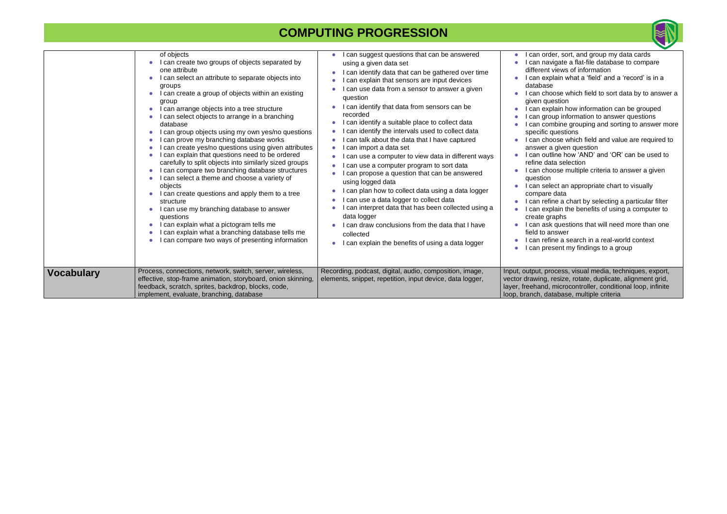# COMPUTING PROGRESSION

| | | | |
|---|---|---|---|
| | of objects<br>• I can create two groups of objects separated by one attribute<br>• I can select an attribute to separate objects into groups<br>• I can create a group of objects within an existing group<br>• I can arrange objects into a tree structure<br>• I can select objects to arrange in a branching database<br>• I can group objects using my own yes/no questions<br>• I can prove my branching database works<br>• I can create yes/no questions using given attributes<br>• I can explain that questions need to be ordered carefully to split objects into similarly sized groups<br>• I can compare two branching database structures<br>• I can select a theme and choose a variety of objects<br>• I can create questions and apply them to a tree structure<br>• I can use my branching database to answer questions<br>• I can explain what a pictogram tells me<br>• I can explain what a branching database tells me<br>• I can compare two ways of presenting information | • I can suggest questions that can be answered using a given data set<br>• I can identify data that can be gathered over time<br>• I can explain that sensors are input devices<br>• I can use data from a sensor to answer a given question<br>• I can identify that data from sensors can be recorded<br>• I can identify a suitable place to collect data<br>• I can identify the intervals used to collect data<br>• I can talk about the data that I have captured<br>• I can import a data set<br>• I can use a computer to view data in different ways<br>• I can use a computer program to sort data<br>• I can propose a question that can be answered using logged data<br>• I can plan how to collect data using a data logger<br>• I can use a data logger to collect data<br>• I can interpret data that has been collected using a data logger<br>• I can draw conclusions from the data that I have collected<br>• I can explain the benefits of using a data logger | • I can order, sort, and group my data cards<br>• I can navigate a flat-file database to compare different views of information<br>• I can explain what a 'field' and a 'record' is in a database<br>• I can choose which field to sort data by to answer a given question<br>• I can explain how information can be grouped<br>• I can group information to answer questions<br>• I can combine grouping and sorting to answer more specific questions<br>• I can choose which field and value are required to answer a given question<br>• I can outline how 'AND' and 'OR' can be used to refine data selection<br>• I can choose multiple criteria to answer a given question<br>• I can select an appropriate chart to visually compare data<br>• I can refine a chart by selecting a particular filter<br>• I can explain the benefits of using a computer to create graphs<br>• I can ask questions that will need more than one field to answer<br>• I can refine a search in a real-world context<br>• I can present my findings to a group |
| **Vocabulary** | Process, connections, network, switch, server, wireless, effective, stop-frame animation, storyboard, onion skinning, feedback, scratch, sprites, backdrop, blocks, code, implement, evaluate, branching, database | Recording, podcast, digital, audio, composition, image, elements, snippet, repetition, input device, data logger, | Input, output, process, visual media, techniques, export, vector drawing, resize, rotate, duplicate, alignment grid, layer, freehand, microcontroller, conditional loop, infinite loop, branch, database, multiple criteria |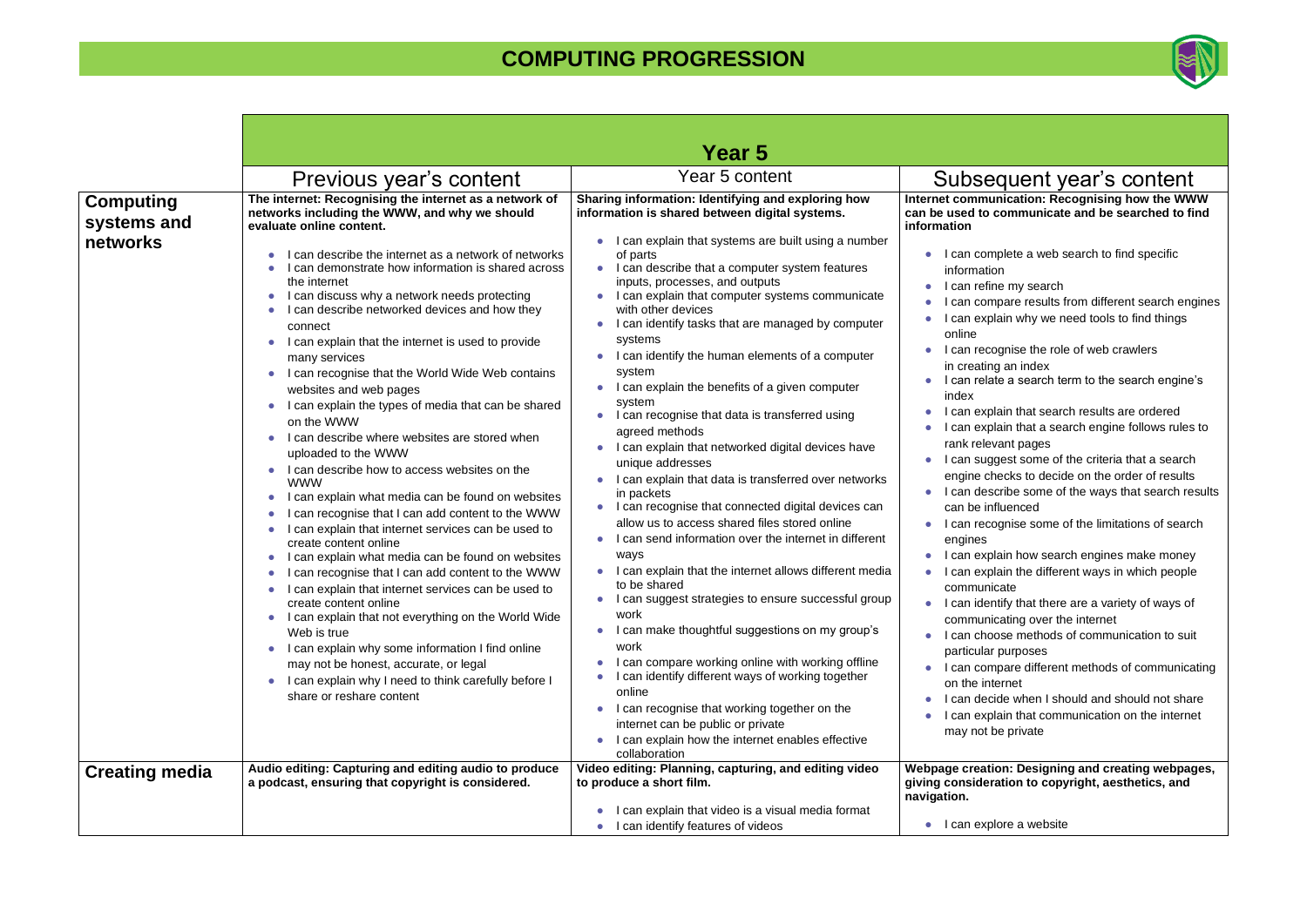# COMPUTING PROGRESSION

| | Year 5 | | |
|---|---|---|---|
| | Previous year's content | Year 5 content | Subsequent year's content |
| **Computing systems and networks** | **The internet: Recognising the internet as a network of networks including the WWW, and why we should evaluate online content.**<br><br>• I can describe the internet as a network of networks<br>• I can demonstrate how information is shared across the internet<br>• I can discuss why a network needs protecting<br>• I can describe networked devices and how they connect<br>• I can explain that the internet is used to provide many services<br>• I can recognise that the World Wide Web contains websites and web pages<br>• I can explain the types of media that can be shared on the WWW<br>• I can describe where websites are stored when uploaded to the WWW<br>• I can describe how to access websites on the WWW<br>• I can explain what media can be found on websites<br>• I can recognise that I can add content to the WWW<br>• I can explain that internet services can be used to create content online<br>• I can explain what media can be found on websites<br>• I can recognise that I can add content to the WWW<br>• I can explain that internet services can be used to create content online<br>• I can explain that not everything on the World Wide Web is true<br>• I can explain why some information I find online may not be honest, accurate, or legal<br>• I can explain why I need to think carefully before I share or reshare content | **Sharing information: Identifying and exploring how information is shared between digital systems.**<br><br>• I can explain that systems are built using a number of parts<br>• I can describe that a computer system features inputs, processes, and outputs<br>• I can explain that computer systems communicate with other devices<br>• I can identify tasks that are managed by computer systems<br>• I can identify the human elements of a computer system<br>• I can explain the benefits of a given computer system<br>• I can recognise that data is transferred using agreed methods<br>• I can explain that networked digital devices have unique addresses<br>• I can explain that data is transferred over networks in packets<br>• I can recognise that connected digital devices can allow us to access shared files stored online<br>• I can send information over the internet in different ways<br>• I can explain that the internet allows different media to be shared<br>• I can suggest strategies to ensure successful group work<br>• I can make thoughtful suggestions on my group's work<br>• I can compare working online with working offline<br>• I can identify different ways of working together online<br>• I can recognise that working together on the internet can be public or private<br>• I can explain how the internet enables effective collaboration | **Internet communication: Recognising how the WWW can be used to communicate and be searched to find information**<br><br>• I can complete a web search to find specific information<br>• I can refine my search<br>• I can compare results from different search engines<br>• I can explain why we need tools to find things online<br>• I can recognise the role of web crawlers in creating an index<br>• I can relate a search term to the search engine's index<br>• I can explain that search results are ordered<br>• I can explain that a search engine follows rules to rank relevant pages<br>• I can suggest some of the criteria that a search engine checks to decide on the order of results<br>• I can describe some of the ways that search results can be influenced<br>• I can recognise some of the limitations of search engines<br>• I can explain how search engines make money<br>• I can explain the different ways in which people communicate<br>• I can identify that there are a variety of ways of communicating over the internet<br>• I can choose methods of communication to suit particular purposes<br>• I can compare different methods of communicating on the internet<br>• I can decide when I should and should not share<br>• I can explain that communication on the internet may not be private |
| **Creating media** | **Audio editing: Capturing and editing audio to produce a podcast, ensuring that copyright is considered.** | **Video editing: Planning, capturing, and editing video to produce a short film.**<br><br>• I can explain that video is a visual media format<br>• I can identify features of videos | **Webpage creation: Designing and creating webpages, giving consideration to copyright, aesthetics, and navigation.**<br><br>• I can explore a website |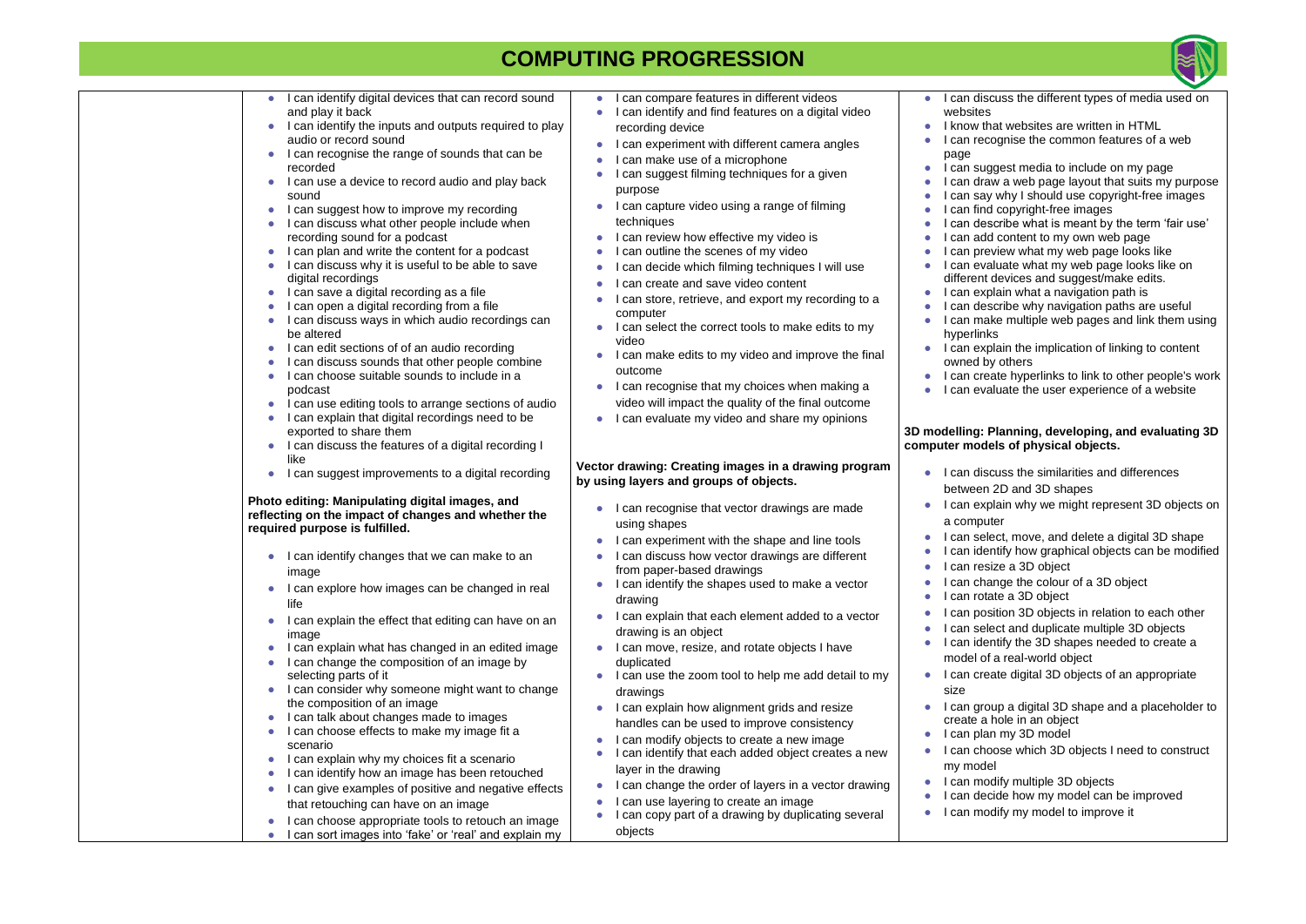# COMPUTING PROGRESSION

- I can identify digital devices that can record sound and play it back
- I can identify the inputs and outputs required to play audio or record sound
- I can recognise the range of sounds that can be recorded
- I can use a device to record audio and play back sound
- I can suggest how to improve my recording
- I can discuss what other people include when recording sound for a podcast
- I can plan and write the content for a podcast
- I can discuss why it is useful to be able to save digital recordings
- I can save a digital recording as a file
- I can open a digital recording from a file
- I can discuss ways in which audio recordings can be altered
- I can edit sections of of an audio recording
- I can discuss sounds that other people combine
- I can choose suitable sounds to include in a podcast
- I can use editing tools to arrange sections of audio
- I can explain that digital recordings need to be exported to share them
- I can discuss the features of a digital recording I like
- I can suggest improvements to a digital recording

**Photo editing: Manipulating digital images, and reflecting on the impact of changes and whether the required purpose is fulfilled.**

- I can identify changes that we can make to an image
- I can explore how images can be changed in real life
- I can explain the effect that editing can have on an image
- I can explain what has changed in an edited image
- I can change the composition of an image by selecting parts of it
- I can consider why someone might want to change the composition of an image
- I can talk about changes made to images
- I can choose effects to make my image fit a scenario
- I can explain why my choices fit a scenario
- I can identify how an image has been retouched
- I can give examples of positive and negative effects that retouching can have on an image
- I can choose appropriate tools to retouch an image
- I can sort images into 'fake' or 'real' and explain my

- I can compare features in different videos
- I can identify and find features on a digital video recording device
- I can experiment with different camera angles
- I can make use of a microphone
- I can suggest filming techniques for a given purpose
- I can capture video using a range of filming techniques
- I can review how effective my video is
- I can outline the scenes of my video
- I can decide which filming techniques I will use
- I can create and save video content
- I can store, retrieve, and export my recording to a computer
- I can select the correct tools to make edits to my video
- I can make edits to my video and improve the final outcome
- I can recognise that my choices when making a video will impact the quality of the final outcome
- I can evaluate my video and share my opinions

**Vector drawing: Creating images in a drawing program by using layers and groups of objects.**

- I can recognise that vector drawings are made using shapes
- I can experiment with the shape and line tools
- I can discuss how vector drawings are different from paper-based drawings
- I can identify the shapes used to make a vector drawing
- I can explain that each element added to a vector drawing is an object
- I can move, resize, and rotate objects I have duplicated
- I can use the zoom tool to help me add detail to my drawings
- I can explain how alignment grids and resize handles can be used to improve consistency
- I can modify objects to create a new image
- I can identify that each added object creates a new layer in the drawing
- I can change the order of layers in a vector drawing
- I can use layering to create an image
- I can copy part of a drawing by duplicating several objects

- I can discuss the different types of media used on websites
- I know that websites are written in HTML
- I can recognise the common features of a web page
- I can suggest media to include on my page
- I can draw a web page layout that suits my purpose
- I can say why I should use copyright-free images
- I can find copyright-free images
- I can describe what is meant by the term 'fair use'
- I can add content to my own web page
- I can preview what my web page looks like
- I can evaluate what my web page looks like on different devices and suggest/make edits.
- I can explain what a navigation path is
- I can describe why navigation paths are useful
- I can make multiple web pages and link them using hyperlinks
- I can explain the implication of linking to content owned by others
- I can create hyperlinks to link to other people's work
- I can evaluate the user experience of a website

**3D modelling: Planning, developing, and evaluating 3D computer models of physical objects.**

- I can discuss the similarities and differences between 2D and 3D shapes
- I can explain why we might represent 3D objects on a computer
- I can select, move, and delete a digital 3D shape
- I can identify how graphical objects can be modified
- I can resize a 3D object
- I can change the colour of a 3D object
- I can rotate a 3D object
- I can position 3D objects in relation to each other
- I can select and duplicate multiple 3D objects
- I can identify the 3D shapes needed to create a model of a real-world object
- I can create digital 3D objects of an appropriate size
- I can group a digital 3D shape and a placeholder to create a hole in an object
- I can plan my 3D model
- I can choose which 3D objects I need to construct my model
- I can modify multiple 3D objects
- I can decide how my model can be improved
- I can modify my model to improve it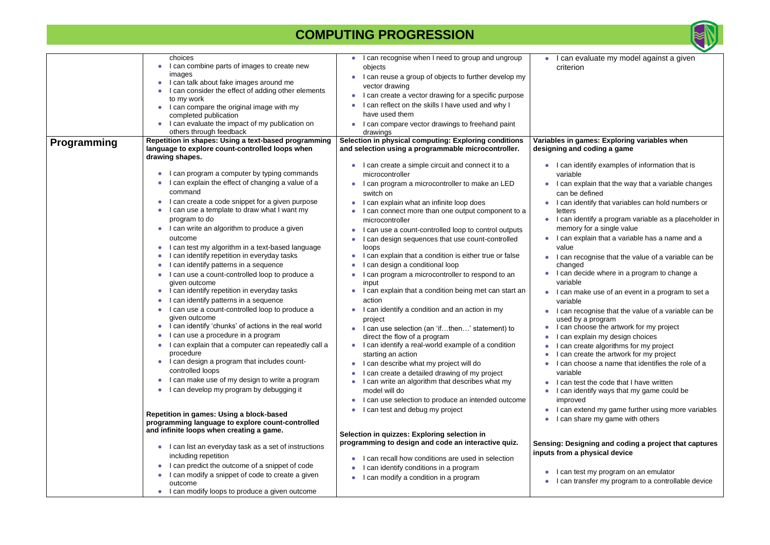# COMPUTING PROGRESSION

| | | | |
|---|---|---|---|
| | choices<br>• I can combine parts of images to create new images<br>• I can talk about fake images around me<br>• I can consider the effect of adding other elements to my work<br>• I can compare the original image with my completed publication<br>• I can evaluate the impact of my publication on others through feedback | • I can recognise when I need to group and ungroup objects<br>• I can reuse a group of objects to further develop my vector drawing<br>• I can create a vector drawing for a specific purpose<br>• I can reflect on the skills I have used and why I have used them<br>• I can compare vector drawings to freehand paint drawings | • I can evaluate my model against a given criterion |
| **Programming** | **Repetition in shapes: Using a text-based programming language to explore count-controlled loops when drawing shapes.**<br>• I can program a computer by typing commands<br>• I can explain the effect of changing a value of a command<br>• I can create a code snippet for a given purpose<br>• I can use a template to draw what I want my program to do<br>• I can write an algorithm to produce a given outcome<br>• I can test my algorithm in a text-based language<br>• I can identify repetition in everyday tasks<br>• I can identify patterns in a sequence<br>• I can use a count-controlled loop to produce a given outcome<br>• I can identify repetition in everyday tasks<br>• I can identify patterns in a sequence<br>• I can use a count-controlled loop to produce a given outcome<br>• I can identify 'chunks' of actions in the real world<br>• I can use a procedure in a program<br>• I can explain that a computer can repeatedly call a procedure<br>• I can design a program that includes count-controlled loops<br>• I can make use of my design to write a program<br>• I can develop my program by debugging it<br><br>**Repetition in games: Using a block-based programming language to explore count-controlled and infinite loops when creating a game.**<br>• I can list an everyday task as a set of instructions including repetition<br>• I can predict the outcome of a snippet of code<br>• I can modify a snippet of code to create a given outcome<br>• I can modify loops to produce a given outcome | **Selection in physical computing: Exploring conditions and selection using a programmable microcontroller.**<br>• I can create a simple circuit and connect it to a microcontroller<br>• I can program a microcontroller to make an LED switch on<br>• I can explain what an infinite loop does<br>• I can connect more than one output component to a microcontroller<br>• I can use a count-controlled loop to control outputs<br>• I can design sequences that use count-controlled loops<br>• I can explain that a condition is either true or false<br>• I can design a conditional loop<br>• I can program a microcontroller to respond to an input<br>• I can explain that a condition being met can start an action<br>• I can identify a condition and an action in my project<br>• I can use selection (an 'if…then…' statement) to direct the flow of a program<br>• I can identify a real-world example of a condition starting an action<br>• I can describe what my project will do<br>• I can create a detailed drawing of my project<br>• I can write an algorithm that describes what my model will do<br>• I can use selection to produce an intended outcome<br>• I can test and debug my project<br><br>**Selection in quizzes: Exploring selection in programming to design and code an interactive quiz.**<br>• I can recall how conditions are used in selection<br>• I can identify conditions in a program<br>• I can modify a condition in a program | **Variables in games: Exploring variables when designing and coding a game**<br>• I can identify examples of information that is variable<br>• I can explain that the way that a variable changes can be defined<br>• I can identify that variables can hold numbers or letters<br>• I can identify a program variable as a placeholder in memory for a single value<br>• I can explain that a variable has a name and a value<br>• I can recognise that the value of a variable can be changed<br>• I can decide where in a program to change a variable<br>• I can make use of an event in a program to set a variable<br>• I can recognise that the value of a variable can be used by a program<br>• I can choose the artwork for my project<br>• I can explain my design choices<br>• I can create algorithms for my project<br>• I can create the artwork for my project<br>• I can choose a name that identifies the role of a variable<br>• I can test the code that I have written<br>• I can identify ways that my game could be improved<br>• I can extend my game further using more variables<br>• I can share my game with others<br><br>**Sensing: Designing and coding a project that captures inputs from a physical device**<br>• I can test my program on an emulator<br>• I can transfer my program to a controllable device |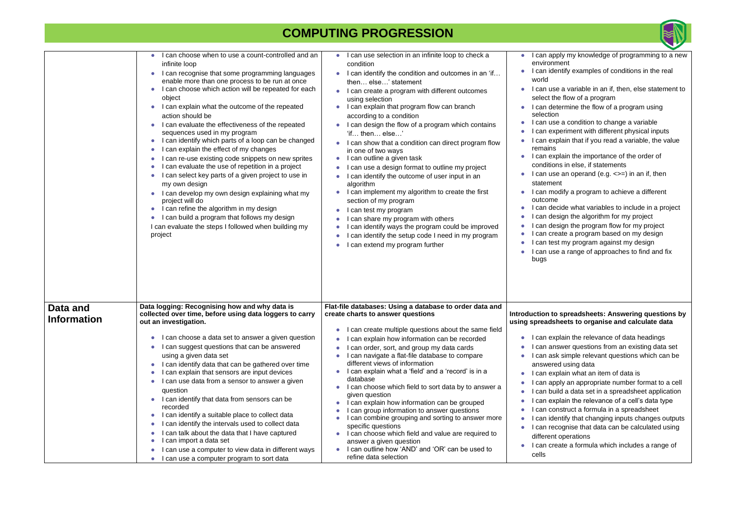# COMPUTING PROGRESSION

| | | | |
|---|---|---|---|
| | • I can choose when to use a count-controlled and an infinite loop<br>• I can recognise that some programming languages enable more than one process to be run at once<br>• I can choose which action will be repeated for each object<br>• I can explain what the outcome of the repeated action should be<br>• I can evaluate the effectiveness of the repeated sequences used in my program<br>• I can identify which parts of a loop can be changed<br>• I can explain the effect of my changes<br>• I can re-use existing code snippets on new sprites<br>• I can evaluate the use of repetition in a project<br>• I can select key parts of a given project to use in my own design<br>• I can develop my own design explaining what my project will do<br>• I can refine the algorithm in my design<br>• I can build a program that follows my design<br>I can evaluate the steps I followed when building my project | • I can use selection in an infinite loop to check a condition<br>• I can identify the condition and outcomes in an 'if… then… else…' statement<br>• I can create a program with different outcomes using selection<br>• I can explain that program flow can branch according to a condition<br>• I can design the flow of a program which contains 'if… then… else…'<br>• I can show that a condition can direct program flow in one of two ways<br>• I can outline a given task<br>• I can use a design format to outline my project<br>• I can identify the outcome of user input in an algorithm<br>• I can implement my algorithm to create the first section of my program<br>• I can test my program<br>• I can share my program with others<br>• I can identify ways the program could be improved<br>• I can identify the setup code I need in my program<br>• I can extend my program further | • I can apply my knowledge of programming to a new environment<br>• I can identify examples of conditions in the real world<br>• I can use a variable in an if, then, else statement to select the flow of a program<br>• I can determine the flow of a program using selection<br>• I can use a condition to change a variable<br>• I can experiment with different physical inputs<br>• I can explain that if you read a variable, the value remains<br>• I can explain the importance of the order of conditions in else, if statements<br>• I can use an operand (e.g. <>=) in an if, then statement<br>• I can modify a program to achieve a different outcome<br>• I can decide what variables to include in a project<br>• I can design the algorithm for my project<br>• I can design the program flow for my project<br>• I can create a program based on my design<br>• I can test my program against my design<br>• I can use a range of approaches to find and fix bugs |
| **Data and Information** | **Data logging: Recognising how and why data is collected over time, before using data loggers to carry out an investigation.**<br>• I can choose a data set to answer a given question<br>• I can suggest questions that can be answered using a given data set<br>• I can identify data that can be gathered over time<br>• I can explain that sensors are input devices<br>• I can use data from a sensor to answer a given question<br>• I can identify that data from sensors can be recorded<br>• I can identify a suitable place to collect data<br>• I can identify the intervals used to collect data<br>• I can talk about the data that I have captured<br>• I can import a data set<br>• I can use a computer to view data in different ways<br>• I can use a computer program to sort data | **Flat-file databases: Using a database to order data and create charts to answer questions**<br>• I can create multiple questions about the same field<br>• I can explain how information can be recorded<br>• I can order, sort, and group my data cards<br>• I can navigate a flat-file database to compare different views of information<br>• I can explain what a 'field' and a 'record' is in a database<br>• I can choose which field to sort data by to answer a given question<br>• I can explain how information can be grouped<br>• I can group information to answer questions<br>• I can combine grouping and sorting to answer more specific questions<br>• I can choose which field and value are required to answer a given question<br>• I can outline how 'AND' and 'OR' can be used to refine data selection | **Introduction to spreadsheets: Answering questions by using spreadsheets to organise and calculate data**<br>• I can explain the relevance of data headings<br>• I can answer questions from an existing data set<br>• I can ask simple relevant questions which can be answered using data<br>• I can explain what an item of data is<br>• I can apply an appropriate number format to a cell<br>• I can build a data set in a spreadsheet application<br>• I can explain the relevance of a cell's data type<br>• I can construct a formula in a spreadsheet<br>• I can identify that changing inputs changes outputs<br>• I can recognise that data can be calculated using different operations<br>• I can create a formula which includes a range of cells |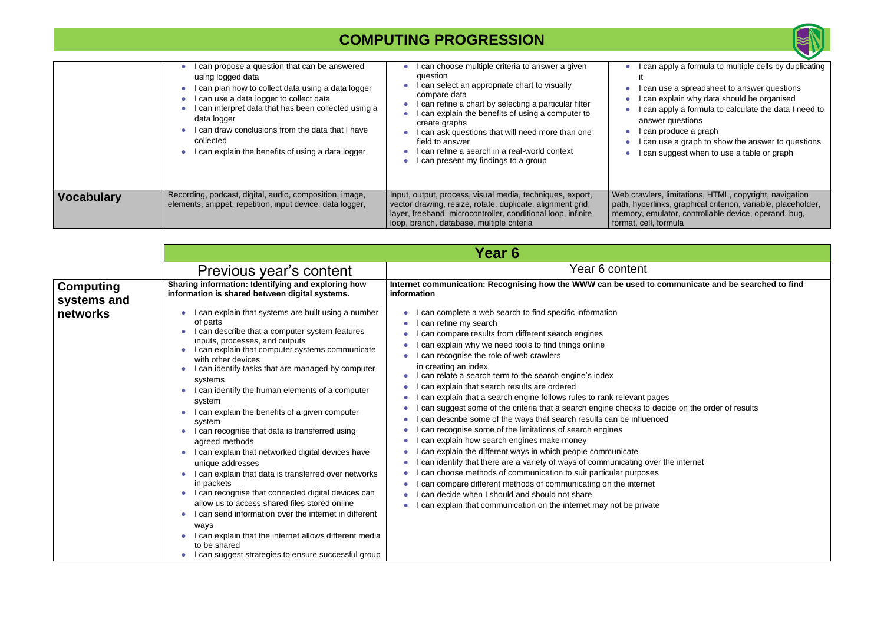# COMPUTING PROGRESSION

| | | | |
|---|---|---|---|
| | • I can propose a question that can be answered using logged data<br>• I can plan how to collect data using a data logger<br>• I can use a data logger to collect data<br>• I can interpret data that has been collected using a data logger<br>• I can draw conclusions from the data that I have collected<br>• I can explain the benefits of using a data logger | • I can choose multiple criteria to answer a given question<br>• I can select an appropriate chart to visually compare data<br>• I can refine a chart by selecting a particular filter<br>• I can explain the benefits of using a computer to create graphs<br>• I can ask questions that will need more than one field to answer<br>• I can refine a search in a real-world context<br>• I can present my findings to a group | • I can apply a formula to multiple cells by duplicating it<br>• I can use a spreadsheet to answer questions<br>• I can explain why data should be organised<br>• I can apply a formula to calculate the data I need to answer questions<br>• I can produce a graph<br>• I can use a graph to show the answer to questions<br>• I can suggest when to use a table or graph |
| **Vocabulary** | Recording, podcast, digital, audio, composition, image, elements, snippet, repetition, input device, data logger, | Input, output, process, visual media, techniques, export, vector drawing, resize, rotate, duplicate, alignment grid, layer, freehand, microcontroller, conditional loop, infinite loop, branch, database, multiple criteria | Web crawlers, limitations, HTML, copyright, navigation path, hyperlinks, graphical criterion, variable, placeholder, memory, emulator, controllable device, operand, bug, format, cell, formula |

| | **Year 6** | |
|---|---|---|
| | Previous year's content | Year 6 content |
| **Computing systems and networks** | **Sharing information: Identifying and exploring how information is shared between digital systems.**<br><br>• I can explain that systems are built using a number of parts<br>• I can describe that a computer system features inputs, processes, and outputs<br>• I can explain that computer systems communicate with other devices<br>• I can identify tasks that are managed by computer systems<br>• I can identify the human elements of a computer system<br>• I can explain the benefits of a given computer system<br>• I can recognise that data is transferred using agreed methods<br>• I can explain that networked digital devices have unique addresses<br>• I can explain that data is transferred over networks in packets<br>• I can recognise that connected digital devices can allow us to access shared files stored online<br>• I can send information over the internet in different ways<br>• I can explain that the internet allows different media to be shared<br>• I can suggest strategies to ensure successful group | **Internet communication: Recognising how the WWW can be used to communicate and be searched to find information**<br><br>• I can complete a web search to find specific information<br>• I can refine my search<br>• I can compare results from different search engines<br>• I can explain why we need tools to find things online<br>• I can recognise the role of web crawlers in creating an index<br>• I can relate a search term to the search engine's index<br>• I can explain that search results are ordered<br>• I can explain that a search engine follows rules to rank relevant pages<br>• I can suggest some of the criteria that a search engine checks to decide on the order of results<br>• I can describe some of the ways that search results can be influenced<br>• I can recognise some of the limitations of search engines<br>• I can explain how search engines make money<br>• I can explain the different ways in which people communicate<br>• I can identify that there are a variety of ways of communicating over the internet<br>• I can choose methods of communication to suit particular purposes<br>• I can compare different methods of communicating on the internet<br>• I can decide when I should and should not share<br>• I can explain that communication on the internet may not be private |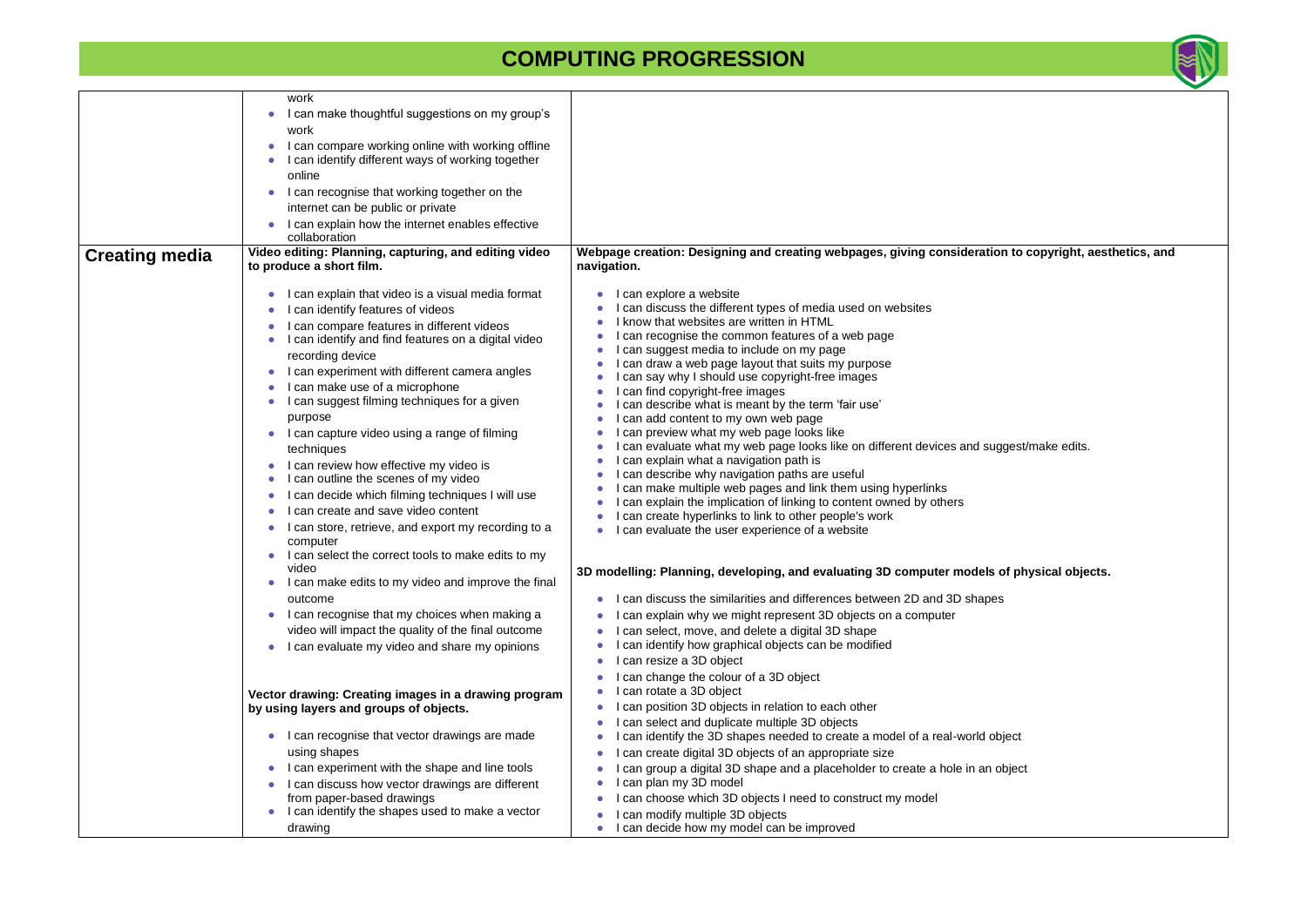# COMPUTING PROGRESSION

| | | |
|---|---|---|
| | work<br>• I can make thoughtful suggestions on my group's work<br>• I can compare working online with working offline<br>• I can identify different ways of working together online<br>• I can recognise that working together on the internet can be public or private<br>• I can explain how the internet enables effective collaboration | |
| **Creating media** | **Video editing: Planning, capturing, and editing video to produce a short film.**<br><br>• I can explain that video is a visual media format<br>• I can identify features of videos<br>• I can compare features in different videos<br>• I can identify and find features on a digital video recording device<br>• I can experiment with different camera angles<br>• I can make use of a microphone<br>• I can suggest filming techniques for a given purpose<br>• I can capture video using a range of filming techniques<br>• I can review how effective my video is<br>• I can outline the scenes of my video<br>• I can decide which filming techniques I will use<br>• I can create and save video content<br>• I can store, retrieve, and export my recording to a computer<br>• I can select the correct tools to make edits to my video<br>• I can make edits to my video and improve the final outcome<br>• I can recognise that my choices when making a video will impact the quality of the final outcome<br>• I can evaluate my video and share my opinions<br><br>**Vector drawing: Creating images in a drawing program by using layers and groups of objects.**<br><br>• I can recognise that vector drawings are made using shapes<br>• I can experiment with the shape and line tools<br>• I can discuss how vector drawings are different from paper-based drawings<br>• I can identify the shapes used to make a vector drawing | **Webpage creation: Designing and creating webpages, giving consideration to copyright, aesthetics, and navigation.**<br><br>• I can explore a website<br>• I can discuss the different types of media used on websites<br>• I know that websites are written in HTML<br>• I can recognise the common features of a web page<br>• I can suggest media to include on my page<br>• I can draw a web page layout that suits my purpose<br>• I can say why I should use copyright-free images<br>• I can find copyright-free images<br>• I can describe what is meant by the term 'fair use'<br>• I can add content to my own web page<br>• I can preview what my web page looks like<br>• I can evaluate what my web page looks like on different devices and suggest/make edits.<br>• I can explain what a navigation path is<br>• I can describe why navigation paths are useful<br>• I can make multiple web pages and link them using hyperlinks<br>• I can explain the implication of linking to content owned by others<br>• I can create hyperlinks to link to other people's work<br>• I can evaluate the user experience of a website<br><br>**3D modelling: Planning, developing, and evaluating 3D computer models of physical objects.**<br><br>• I can discuss the similarities and differences between 2D and 3D shapes<br>• I can explain why we might represent 3D objects on a computer<br>• I can select, move, and delete a digital 3D shape<br>• I can identify how graphical objects can be modified<br>• I can resize a 3D object<br>• I can change the colour of a 3D object<br>• I can rotate a 3D object<br>• I can position 3D objects in relation to each other<br>• I can select and duplicate multiple 3D objects<br>• I can identify the 3D shapes needed to create a model of a real-world object<br>• I can create digital 3D objects of an appropriate size<br>• I can group a digital 3D shape and a placeholder to create a hole in an object<br>• I can plan my 3D model<br>• I can choose which 3D objects I need to construct my model<br>• I can modify multiple 3D objects<br>• I can decide how my model can be improved |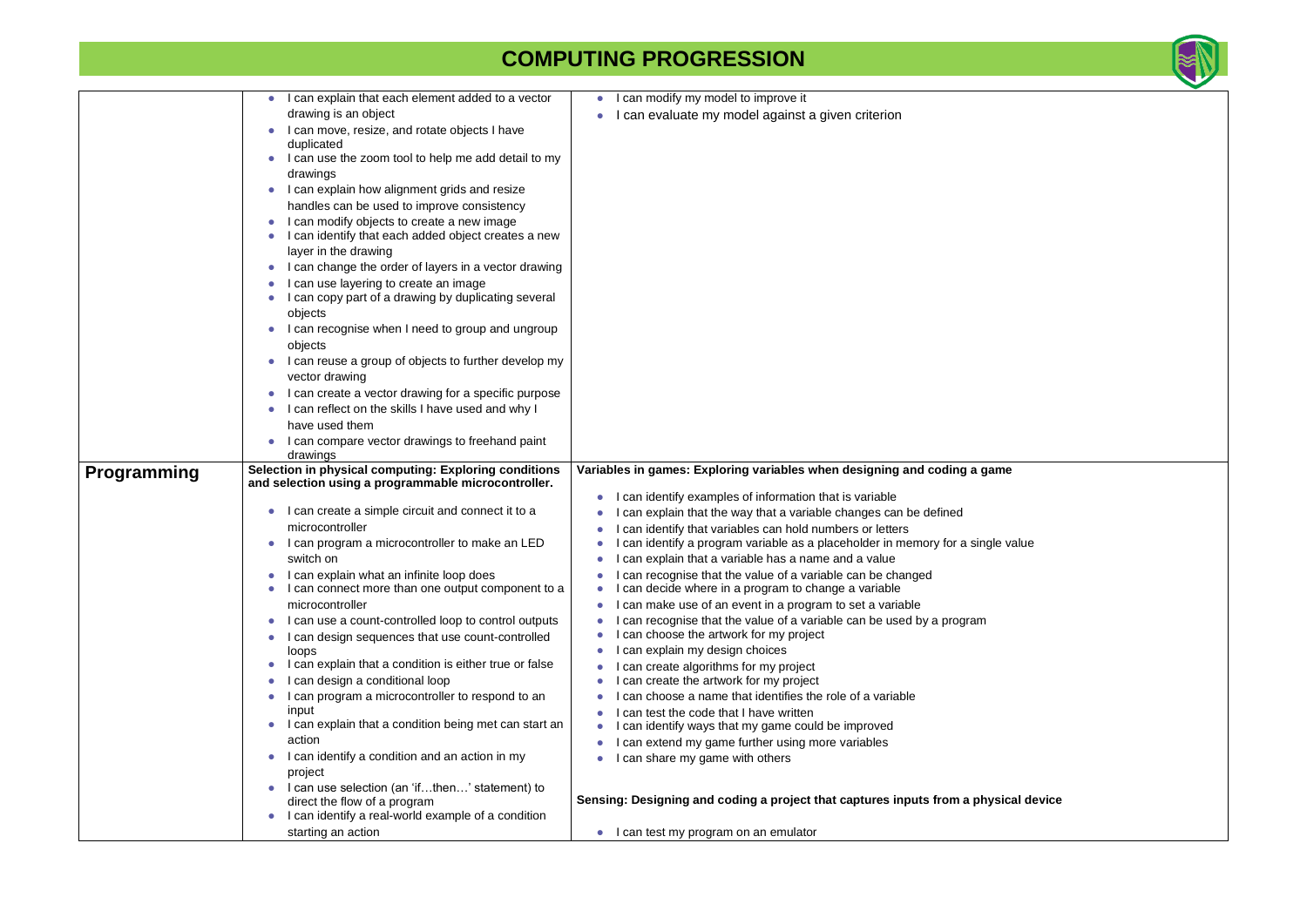# COMPUTING PROGRESSION

| | | |
|---|---|---|
| | • I can explain that each element added to a vector drawing is an object<br>• I can move, resize, and rotate objects I have duplicated<br>• I can use the zoom tool to help me add detail to my drawings<br>• I can explain how alignment grids and resize handles can be used to improve consistency<br>• I can modify objects to create a new image<br>• I can identify that each added object creates a new layer in the drawing<br>• I can change the order of layers in a vector drawing<br>• I can use layering to create an image<br>• I can copy part of a drawing by duplicating several objects<br>• I can recognise when I need to group and ungroup objects<br>• I can reuse a group of objects to further develop my vector drawing<br>• I can create a vector drawing for a specific purpose<br>• I can reflect on the skills I have used and why I have used them<br>• I can compare vector drawings to freehand paint drawings | • I can modify my model to improve it<br>• I can evaluate my model against a given criterion |
| **Programming** | **Selection in physical computing: Exploring conditions and selection using a programmable microcontroller.**<br><br>• I can create a simple circuit and connect it to a microcontroller<br>• I can program a microcontroller to make an LED switch on<br>• I can explain what an infinite loop does<br>• I can connect more than one output component to a microcontroller<br>• I can use a count-controlled loop to control outputs<br>• I can design sequences that use count-controlled loops<br>• I can explain that a condition is either true or false<br>• I can design a conditional loop<br>• I can program a microcontroller to respond to an input<br>• I can explain that a condition being met can start an action<br>• I can identify a condition and an action in my project<br>• I can use selection (an 'if…then…' statement) to direct the flow of a program<br>• I can identify a real-world example of a condition starting an action | **Variables in games: Exploring variables when designing and coding a game**<br><br>• I can identify examples of information that is variable<br>• I can explain that the way that a variable changes can be defined<br>• I can identify that variables can hold numbers or letters<br>• I can identify a program variable as a placeholder in memory for a single value<br>• I can explain that a variable has a name and a value<br>• I can recognise that the value of a variable can be changed<br>• I can decide where in a program to change a variable<br>• I can make use of an event in a program to set a variable<br>• I can recognise that the value of a variable can be used by a program<br>• I can choose the artwork for my project<br>• I can explain my design choices<br>• I can create algorithms for my project<br>• I can create the artwork for my project<br>• I can choose a name that identifies the role of a variable<br>• I can test the code that I have written<br>• I can identify ways that my game could be improved<br>• I can extend my game further using more variables<br>• I can share my game with others<br><br>**Sensing: Designing and coding a project that captures inputs from a physical device**<br><br>• I can test my program on an emulator |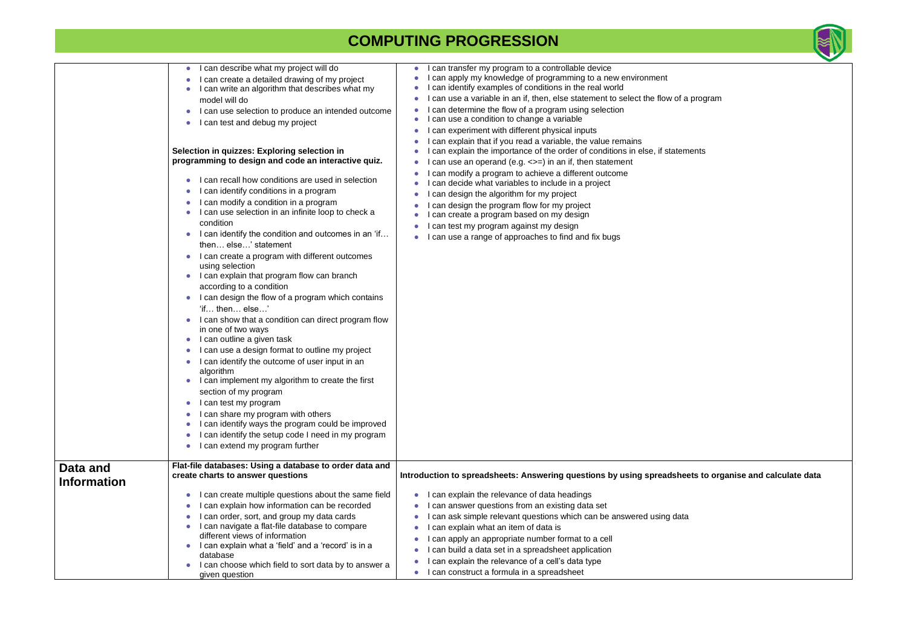# COMPUTING PROGRESSION

| | | |
|---|---|---|
| | • I can describe what my project will do<br>• I can create a detailed drawing of my project<br>• I can write an algorithm that describes what my model will do<br>• I can use selection to produce an intended outcome<br>• I can test and debug my project<br><br>**Selection in quizzes: Exploring selection in programming to design and code an interactive quiz.**<br><br>• I can recall how conditions are used in selection<br>• I can identify conditions in a program<br>• I can modify a condition in a program<br>• I can use selection in an infinite loop to check a condition<br>• I can identify the condition and outcomes in an 'if… then… else…' statement<br>• I can create a program with different outcomes using selection<br>• I can explain that program flow can branch according to a condition<br>• I can design the flow of a program which contains 'if… then… else…'<br>• I can show that a condition can direct program flow in one of two ways<br>• I can outline a given task<br>• I can use a design format to outline my project<br>• I can identify the outcome of user input in an algorithm<br>• I can implement my algorithm to create the first section of my program<br>• I can test my program<br>• I can share my program with others<br>• I can identify ways the program could be improved<br>• I can identify the setup code I need in my program<br>• I can extend my program further | • I can transfer my program to a controllable device<br>• I can apply my knowledge of programming to a new environment<br>• I can identify examples of conditions in the real world<br>• I can use a variable in an if, then, else statement to select the flow of a program<br>• I can determine the flow of a program using selection<br>• I can use a condition to change a variable<br>• I can experiment with different physical inputs<br>• I can explain that if you read a variable, the value remains<br>• I can explain the importance of the order of conditions in else, if statements<br>• I can use an operand (e.g. <>=) in an if, then statement<br>• I can modify a program to achieve a different outcome<br>• I can decide what variables to include in a project<br>• I can design the algorithm for my project<br>• I can design the program flow for my project<br>• I can create a program based on my design<br>• I can test my program against my design<br>• I can use a range of approaches to find and fix bugs |
| **Data and Information** | **Flat-file databases: Using a database to order data and create charts to answer questions**<br><br>• I can create multiple questions about the same field<br>• I can explain how information can be recorded<br>• I can order, sort, and group my data cards<br>• I can navigate a flat-file database to compare different views of information<br>• I can explain what a 'field' and a 'record' is in a database<br>• I can choose which field to sort data by to answer a given question | **Introduction to spreadsheets: Answering questions by using spreadsheets to organise and calculate data**<br><br>• I can explain the relevance of data headings<br>• I can answer questions from an existing data set<br>• I can ask simple relevant questions which can be answered using data<br>• I can explain what an item of data is<br>• I can apply an appropriate number format to a cell<br>• I can build a data set in a spreadsheet application<br>• I can explain the relevance of a cell's data type<br>• I can construct a formula in a spreadsheet |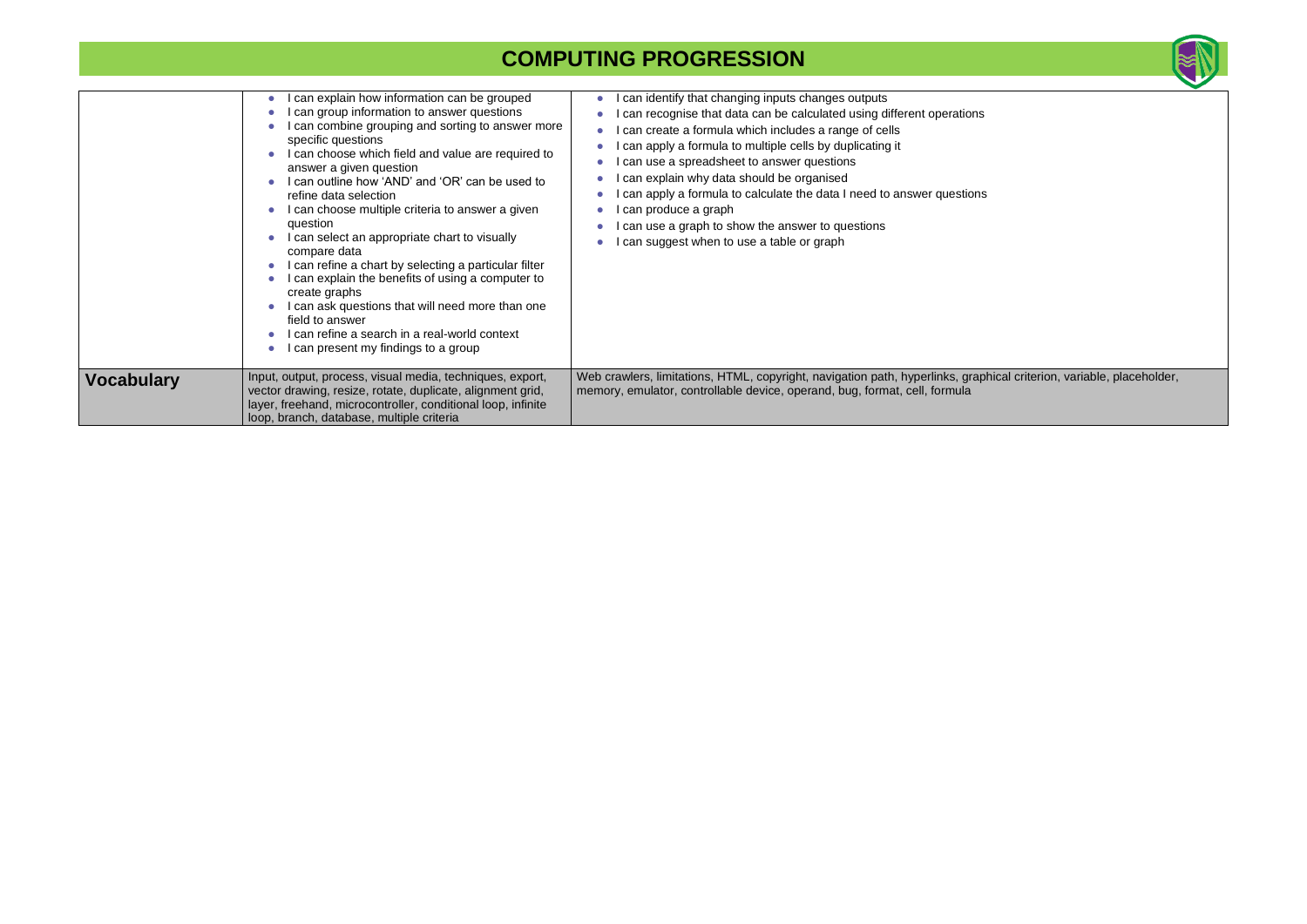# COMPUTING PROGRESSION

| | | |
|---|---|---|
| | • I can explain how information can be grouped<br>• I can group information to answer questions<br>• I can combine grouping and sorting to answer more specific questions<br>• I can choose which field and value are required to answer a given question<br>• I can outline how 'AND' and 'OR' can be used to refine data selection<br>• I can choose multiple criteria to answer a given question<br>• I can select an appropriate chart to visually compare data<br>• I can refine a chart by selecting a particular filter<br>• I can explain the benefits of using a computer to create graphs<br>• I can ask questions that will need more than one field to answer<br>• I can refine a search in a real-world context<br>• I can present my findings to a group | • I can identify that changing inputs changes outputs<br>• I can recognise that data can be calculated using different operations<br>• I can create a formula which includes a range of cells<br>• I can apply a formula to multiple cells by duplicating it<br>• I can use a spreadsheet to answer questions<br>• I can explain why data should be organised<br>• I can apply a formula to calculate the data I need to answer questions<br>• I can produce a graph<br>• I can use a graph to show the answer to questions<br>• I can suggest when to use a table or graph |
| **Vocabulary** | Input, output, process, visual media, techniques, export, vector drawing, resize, rotate, duplicate, alignment grid, layer, freehand, microcontroller, conditional loop, infinite loop, branch, database, multiple criteria | Web crawlers, limitations, HTML, copyright, navigation path, hyperlinks, graphical criterion, variable, placeholder, memory, emulator, controllable device, operand, bug, format, cell, formula |